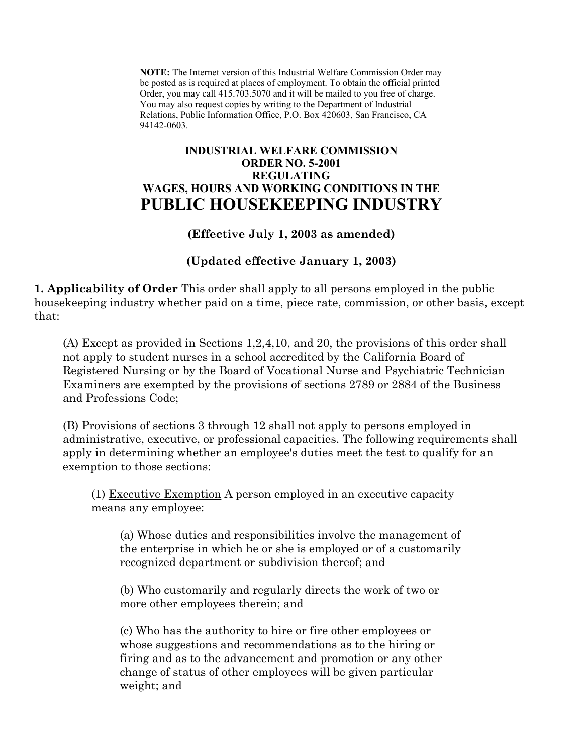**NOTE:** The Internet version of this Industrial Welfare Commission Order may be posted as is required at places of employment. To obtain the official printed Order, you may call 415.703.5070 and it will be mailed to you free of charge. You may also request copies by writing to the Department of Industrial Relations, Public Information Office, P.O. Box 420603, San Francisco, CA 94142-0603.

**INDUSTRIAL WELFARE COMMISSION**
**ORDER NO. 5-2001**
**REGULATING**
**WAGES, HOURS AND WORKING CONDITIONS IN THE**

# PUBLIC HOUSEKEEPING INDUSTRY

**(Effective July 1, 2003 as amended)**

**(Updated effective January 1, 2003)**

**1. Applicability of Order** This order shall apply to all persons employed in the public housekeeping industry whether paid on a time, piece rate, commission, or other basis, except that:

(A) Except as provided in Sections 1,2,4,10, and 20, the provisions of this order shall not apply to student nurses in a school accredited by the California Board of Registered Nursing or by the Board of Vocational Nurse and Psychiatric Technician Examiners are exempted by the provisions of sections 2789 or 2884 of the Business and Professions Code;

(B) Provisions of sections 3 through 12 shall not apply to persons employed in administrative, executive, or professional capacities. The following requirements shall apply in determining whether an employee's duties meet the test to qualify for an exemption to those sections:

(1) Executive Exemption A person employed in an executive capacity means any employee:

(a) Whose duties and responsibilities involve the management of the enterprise in which he or she is employed or of a customarily recognized department or subdivision thereof; and

(b) Who customarily and regularly directs the work of two or more other employees therein; and

(c) Who has the authority to hire or fire other employees or whose suggestions and recommendations as to the hiring or firing and as to the advancement and promotion or any other change of status of other employees will be given particular weight; and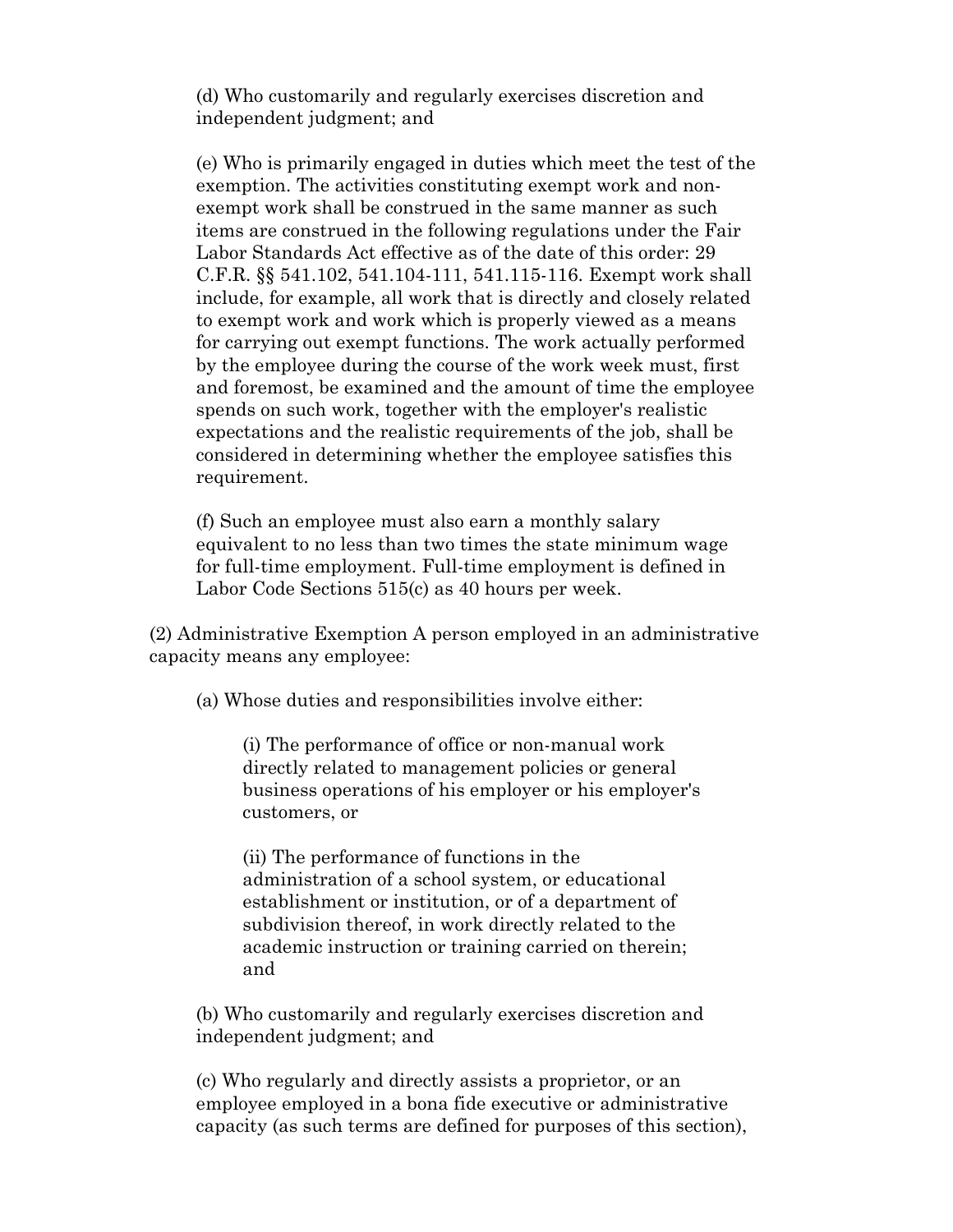(d) Who customarily and regularly exercises discretion and independent judgment; and

(e) Who is primarily engaged in duties which meet the test of the exemption. The activities constituting exempt work and non-exempt work shall be construed in the same manner as such items are construed in the following regulations under the Fair Labor Standards Act effective as of the date of this order: 29 C.F.R. §§ 541.102, 541.104-111, 541.115-116. Exempt work shall include, for example, all work that is directly and closely related to exempt work and work which is properly viewed as a means for carrying out exempt functions. The work actually performed by the employee during the course of the work week must, first and foremost, be examined and the amount of time the employee spends on such work, together with the employer's realistic expectations and the realistic requirements of the job, shall be considered in determining whether the employee satisfies this requirement.

(f) Such an employee must also earn a monthly salary equivalent to no less than two times the state minimum wage for full-time employment. Full-time employment is defined in Labor Code Sections 515(c) as 40 hours per week.

(2) Administrative Exemption A person employed in an administrative capacity means any employee:

(a) Whose duties and responsibilities involve either:

(i) The performance of office or non-manual work directly related to management policies or general business operations of his employer or his employer's customers, or

(ii) The performance of functions in the administration of a school system, or educational establishment or institution, or of a department of subdivision thereof, in work directly related to the academic instruction or training carried on therein; and

(b) Who customarily and regularly exercises discretion and independent judgment; and

(c) Who regularly and directly assists a proprietor, or an employee employed in a bona fide executive or administrative capacity (as such terms are defined for purposes of this section),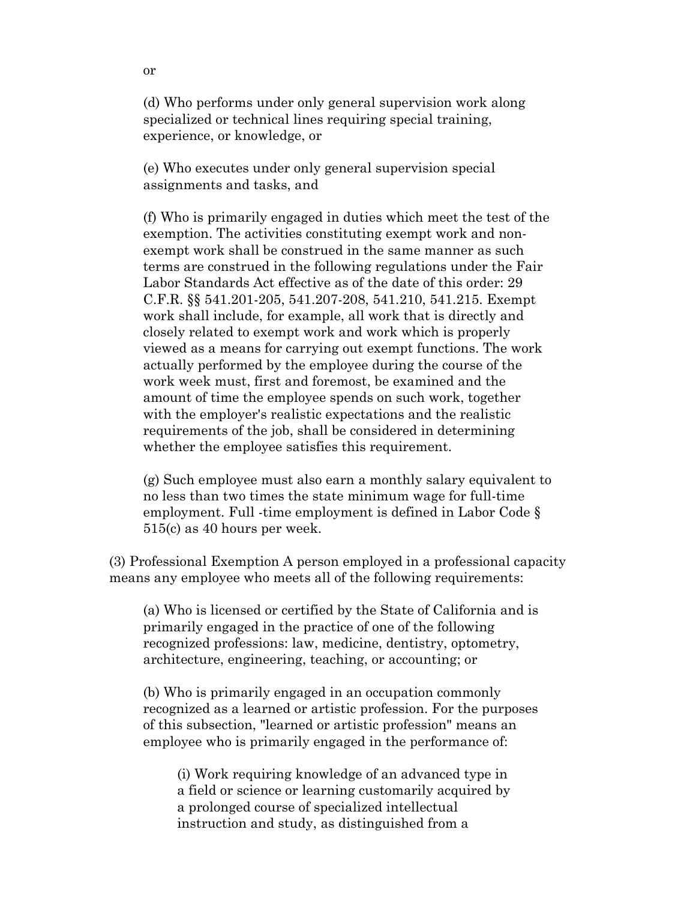or

(d) Who performs under only general supervision work along specialized or technical lines requiring special training, experience, or knowledge, or

(e) Who executes under only general supervision special assignments and tasks, and

(f) Who is primarily engaged in duties which meet the test of the exemption. The activities constituting exempt work and non-exempt work shall be construed in the same manner as such terms are construed in the following regulations under the Fair Labor Standards Act effective as of the date of this order: 29 C.F.R. §§ 541.201-205, 541.207-208, 541.210, 541.215. Exempt work shall include, for example, all work that is directly and closely related to exempt work and work which is properly viewed as a means for carrying out exempt functions. The work actually performed by the employee during the course of the work week must, first and foremost, be examined and the amount of time the employee spends on such work, together with the employer's realistic expectations and the realistic requirements of the job, shall be considered in determining whether the employee satisfies this requirement.

(g) Such employee must also earn a monthly salary equivalent to no less than two times the state minimum wage for full-time employment. Full -time employment is defined in Labor Code § 515(c) as 40 hours per week.

(3) Professional Exemption A person employed in a professional capacity means any employee who meets all of the following requirements:

(a) Who is licensed or certified by the State of California and is primarily engaged in the practice of one of the following recognized professions: law, medicine, dentistry, optometry, architecture, engineering, teaching, or accounting; or

(b) Who is primarily engaged in an occupation commonly recognized as a learned or artistic profession. For the purposes of this subsection, "learned or artistic profession" means an employee who is primarily engaged in the performance of:

(i) Work requiring knowledge of an advanced type in a field or science or learning customarily acquired by a prolonged course of specialized intellectual instruction and study, as distinguished from a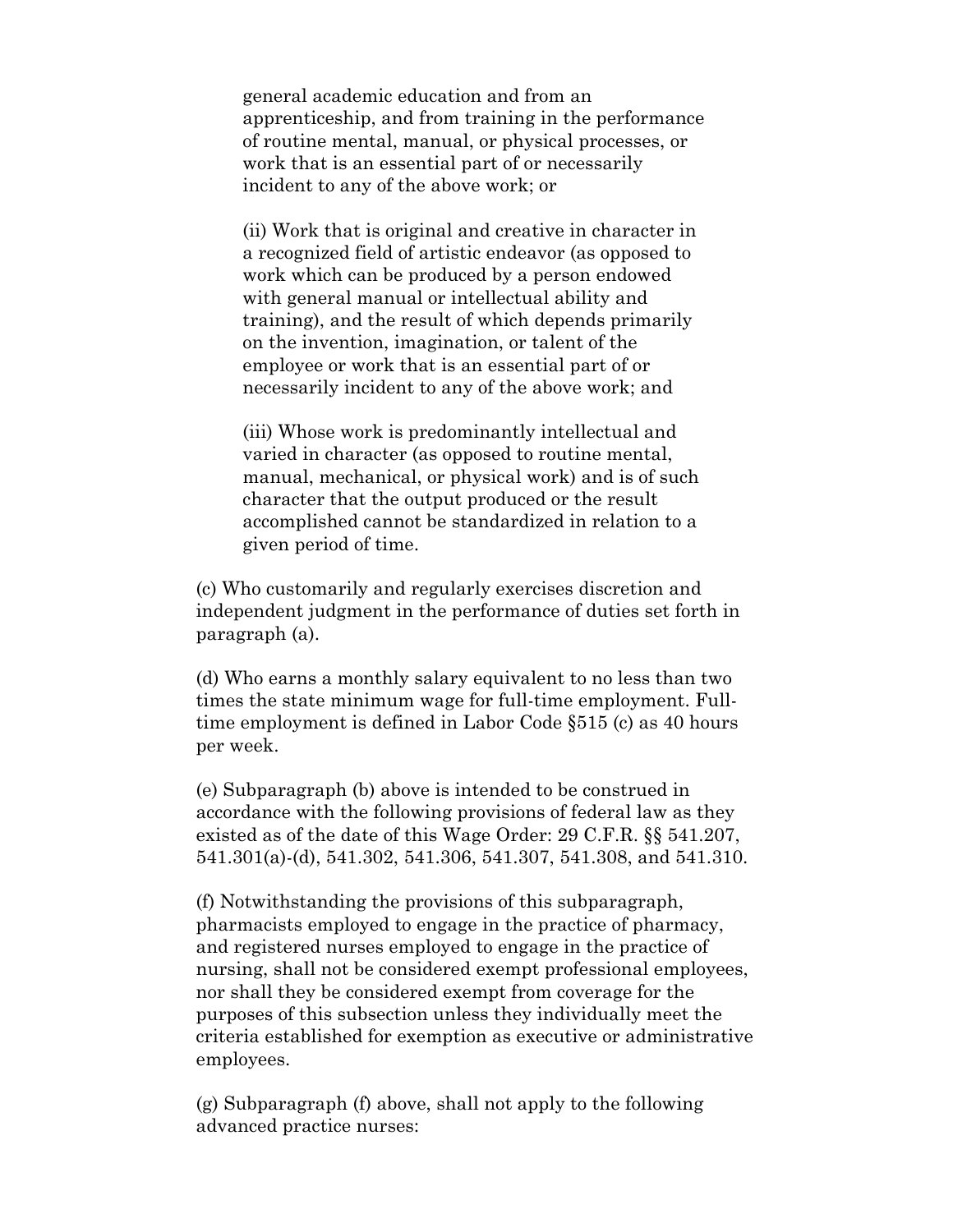general academic education and from an apprenticeship, and from training in the performance of routine mental, manual, or physical processes, or work that is an essential part of or necessarily incident to any of the above work; or

(ii) Work that is original and creative in character in a recognized field of artistic endeavor (as opposed to work which can be produced by a person endowed with general manual or intellectual ability and training), and the result of which depends primarily on the invention, imagination, or talent of the employee or work that is an essential part of or necessarily incident to any of the above work; and

(iii) Whose work is predominantly intellectual and varied in character (as opposed to routine mental, manual, mechanical, or physical work) and is of such character that the output produced or the result accomplished cannot be standardized in relation to a given period of time.

(c) Who customarily and regularly exercises discretion and independent judgment in the performance of duties set forth in paragraph (a).

(d) Who earns a monthly salary equivalent to no less than two times the state minimum wage for full-time employment. Full-time employment is defined in Labor Code §515 (c) as 40 hours per week.

(e) Subparagraph (b) above is intended to be construed in accordance with the following provisions of federal law as they existed as of the date of this Wage Order: 29 C.F.R. §§ 541.207, 541.301(a)-(d), 541.302, 541.306, 541.307, 541.308, and 541.310.

(f) Notwithstanding the provisions of this subparagraph, pharmacists employed to engage in the practice of pharmacy, and registered nurses employed to engage in the practice of nursing, shall not be considered exempt professional employees, nor shall they be considered exempt from coverage for the purposes of this subsection unless they individually meet the criteria established for exemption as executive or administrative employees.

(g) Subparagraph (f) above, shall not apply to the following advanced practice nurses: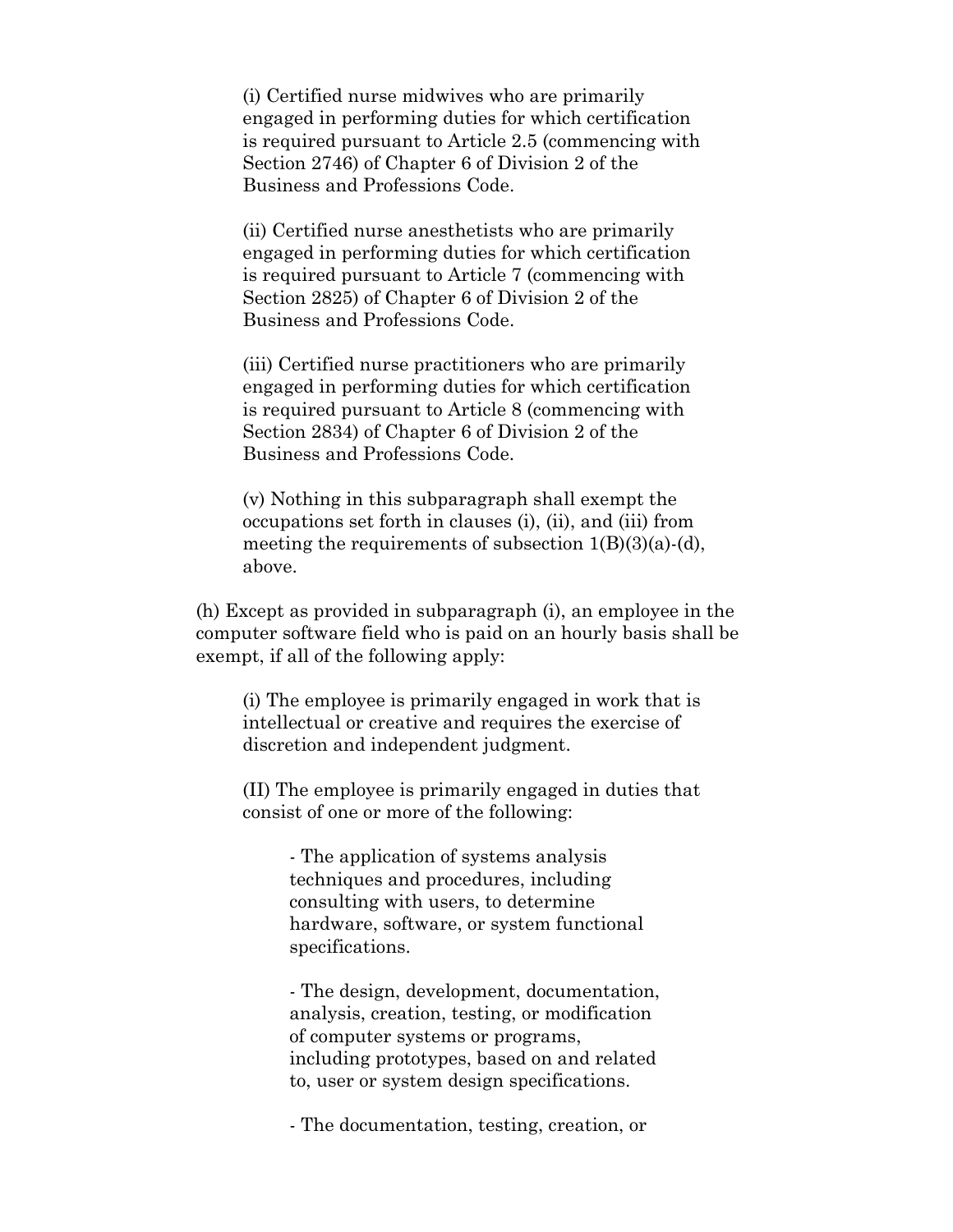(i) Certified nurse midwives who are primarily engaged in performing duties for which certification is required pursuant to Article 2.5 (commencing with Section 2746) of Chapter 6 of Division 2 of the Business and Professions Code.

(ii) Certified nurse anesthetists who are primarily engaged in performing duties for which certification is required pursuant to Article 7 (commencing with Section 2825) of Chapter 6 of Division 2 of the Business and Professions Code.

(iii) Certified nurse practitioners who are primarily engaged in performing duties for which certification is required pursuant to Article 8 (commencing with Section 2834) of Chapter 6 of Division 2 of the Business and Professions Code.

(v) Nothing in this subparagraph shall exempt the occupations set forth in clauses (i), (ii), and (iii) from meeting the requirements of subsection 1(B)(3)(a)-(d), above.

(h) Except as provided in subparagraph (i), an employee in the computer software field who is paid on an hourly basis shall be exempt, if all of the following apply:

(i) The employee is primarily engaged in work that is intellectual or creative and requires the exercise of discretion and independent judgment.

(II) The employee is primarily engaged in duties that consist of one or more of the following:

- The application of systems analysis techniques and procedures, including consulting with users, to determine hardware, software, or system functional specifications.

- The design, development, documentation, analysis, creation, testing, or modification of computer systems or programs, including prototypes, based on and related to, user or system design specifications.

- The documentation, testing, creation, or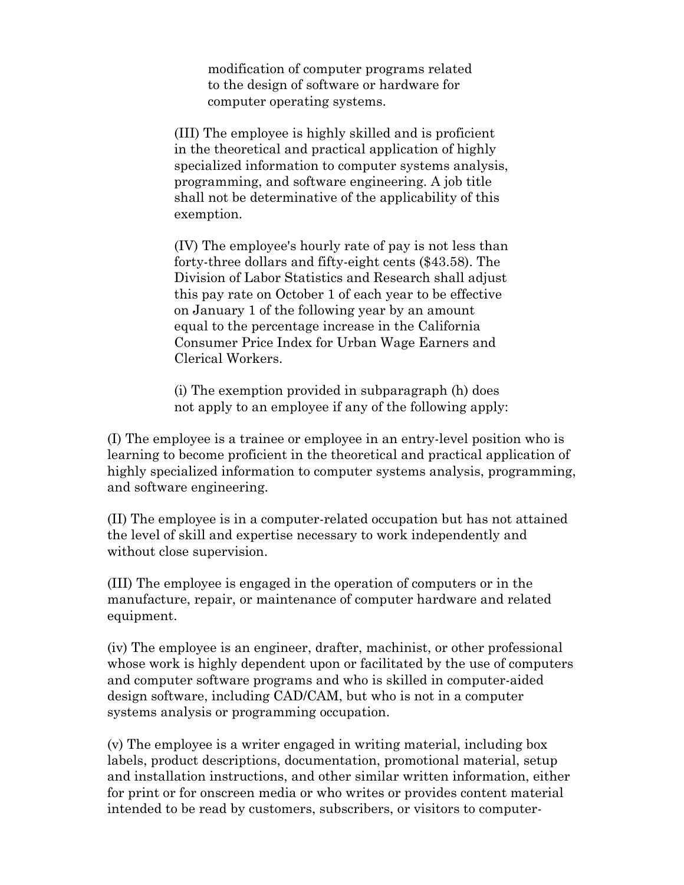modification of computer programs related to the design of software or hardware for computer operating systems.

(III) The employee is highly skilled and is proficient in the theoretical and practical application of highly specialized information to computer systems analysis, programming, and software engineering. A job title shall not be determinative of the applicability of this exemption.

(IV) The employee's hourly rate of pay is not less than forty-three dollars and fifty-eight cents ($43.58). The Division of Labor Statistics and Research shall adjust this pay rate on October 1 of each year to be effective on January 1 of the following year by an amount equal to the percentage increase in the California Consumer Price Index for Urban Wage Earners and Clerical Workers.

(i) The exemption provided in subparagraph (h) does not apply to an employee if any of the following apply:

(I) The employee is a trainee or employee in an entry-level position who is learning to become proficient in the theoretical and practical application of highly specialized information to computer systems analysis, programming, and software engineering.

(II) The employee is in a computer-related occupation but has not attained the level of skill and expertise necessary to work independently and without close supervision.

(III) The employee is engaged in the operation of computers or in the manufacture, repair, or maintenance of computer hardware and related equipment.

(iv) The employee is an engineer, drafter, machinist, or other professional whose work is highly dependent upon or facilitated by the use of computers and computer software programs and who is skilled in computer-aided design software, including CAD/CAM, but who is not in a computer systems analysis or programming occupation.

(v) The employee is a writer engaged in writing material, including box labels, product descriptions, documentation, promotional material, setup and installation instructions, and other similar written information, either for print or for onscreen media or who writes or provides content material intended to be read by customers, subscribers, or visitors to computer-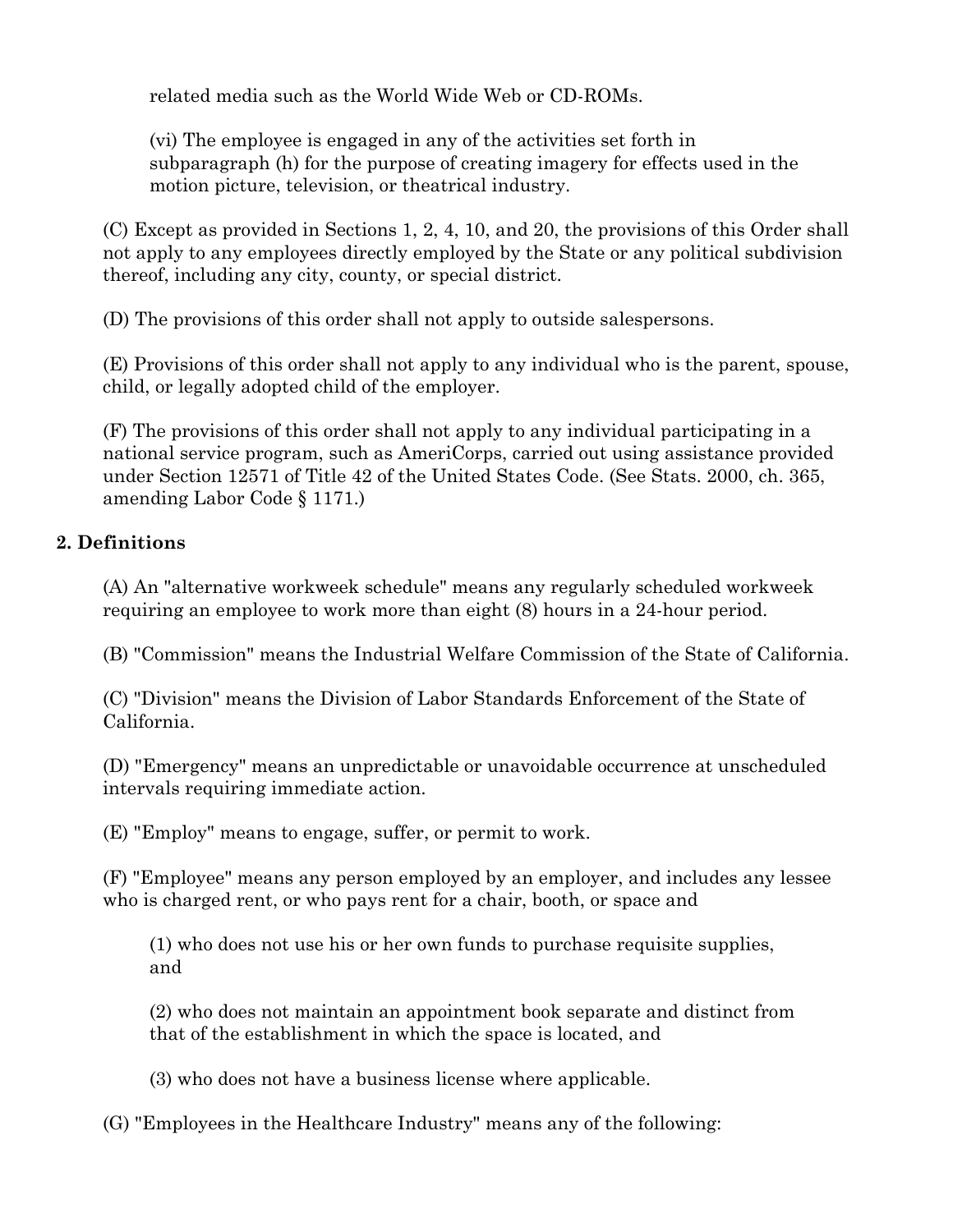related media such as the World Wide Web or CD-ROMs.

(vi) The employee is engaged in any of the activities set forth in subparagraph (h) for the purpose of creating imagery for effects used in the motion picture, television, or theatrical industry.

(C) Except as provided in Sections 1, 2, 4, 10, and 20, the provisions of this Order shall not apply to any employees directly employed by the State or any political subdivision thereof, including any city, county, or special district.

(D) The provisions of this order shall not apply to outside salespersons.

(E) Provisions of this order shall not apply to any individual who is the parent, spouse, child, or legally adopted child of the employer.

(F) The provisions of this order shall not apply to any individual participating in a national service program, such as AmeriCorps, carried out using assistance provided under Section 12571 of Title 42 of the United States Code. (See Stats. 2000, ch. 365, amending Labor Code § 1171.)

**2. Definitions**

(A) An "alternative workweek schedule" means any regularly scheduled workweek requiring an employee to work more than eight (8) hours in a 24-hour period.

(B) "Commission" means the Industrial Welfare Commission of the State of California.

(C) "Division" means the Division of Labor Standards Enforcement of the State of California.

(D) "Emergency" means an unpredictable or unavoidable occurrence at unscheduled intervals requiring immediate action.

(E) "Employ" means to engage, suffer, or permit to work.

(F) "Employee" means any person employed by an employer, and includes any lessee who is charged rent, or who pays rent for a chair, booth, or space and

(1) who does not use his or her own funds to purchase requisite supplies, and

(2) who does not maintain an appointment book separate and distinct from that of the establishment in which the space is located, and

(3) who does not have a business license where applicable.

(G) "Employees in the Healthcare Industry" means any of the following: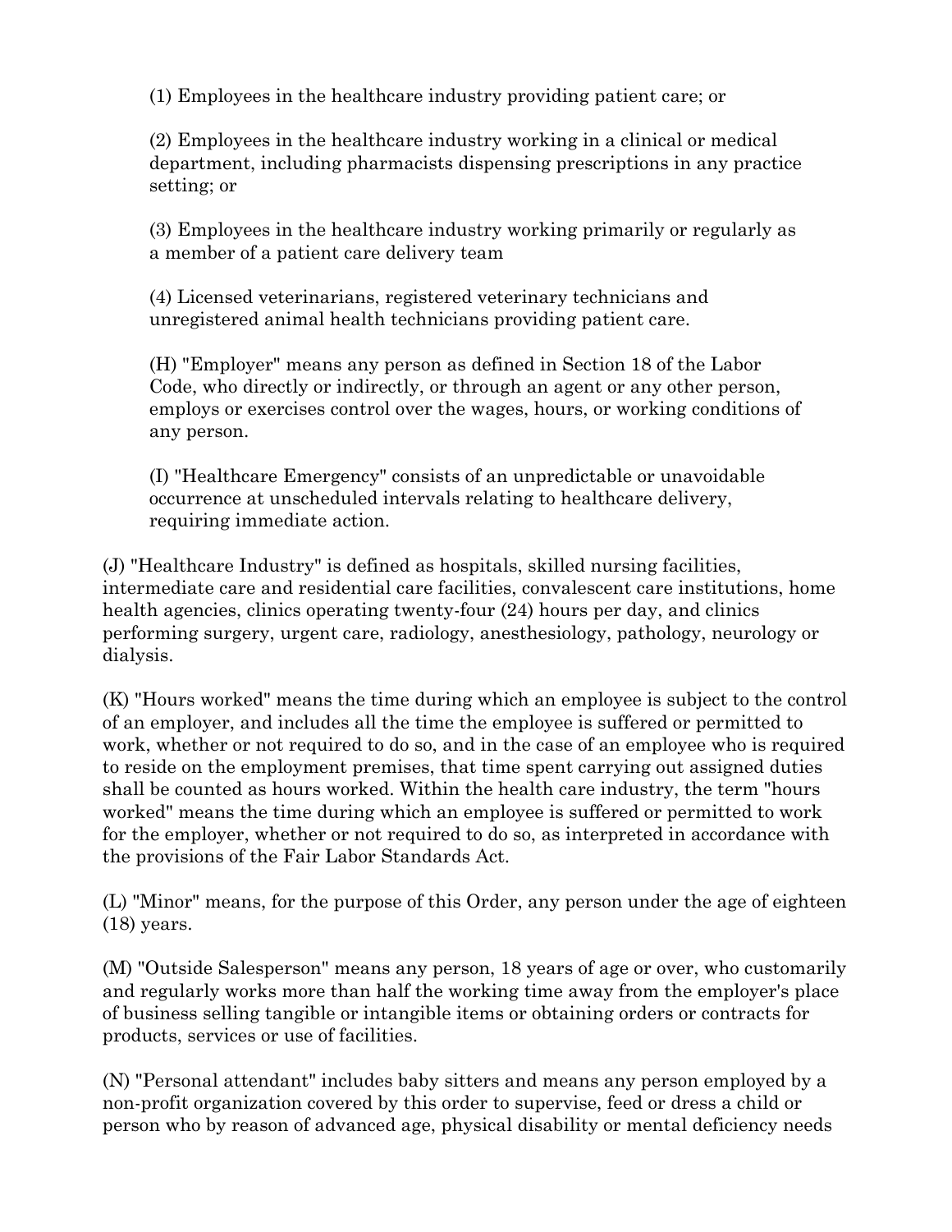(1) Employees in the healthcare industry providing patient care; or

(2) Employees in the healthcare industry working in a clinical or medical department, including pharmacists dispensing prescriptions in any practice setting; or

(3) Employees in the healthcare industry working primarily or regularly as a member of a patient care delivery team

(4) Licensed veterinarians, registered veterinary technicians and unregistered animal health technicians providing patient care.

(H) "Employer" means any person as defined in Section 18 of the Labor Code, who directly or indirectly, or through an agent or any other person, employs or exercises control over the wages, hours, or working conditions of any person.

(I) "Healthcare Emergency" consists of an unpredictable or unavoidable occurrence at unscheduled intervals relating to healthcare delivery, requiring immediate action.

(J) "Healthcare Industry" is defined as hospitals, skilled nursing facilities, intermediate care and residential care facilities, convalescent care institutions, home health agencies, clinics operating twenty-four (24) hours per day, and clinics performing surgery, urgent care, radiology, anesthesiology, pathology, neurology or dialysis.

(K) "Hours worked" means the time during which an employee is subject to the control of an employer, and includes all the time the employee is suffered or permitted to work, whether or not required to do so, and in the case of an employee who is required to reside on the employment premises, that time spent carrying out assigned duties shall be counted as hours worked. Within the health care industry, the term "hours worked" means the time during which an employee is suffered or permitted to work for the employer, whether or not required to do so, as interpreted in accordance with the provisions of the Fair Labor Standards Act.

(L) "Minor" means, for the purpose of this Order, any person under the age of eighteen (18) years.

(M) "Outside Salesperson" means any person, 18 years of age or over, who customarily and regularly works more than half the working time away from the employer's place of business selling tangible or intangible items or obtaining orders or contracts for products, services or use of facilities.

(N) "Personal attendant" includes baby sitters and means any person employed by a non-profit organization covered by this order to supervise, feed or dress a child or person who by reason of advanced age, physical disability or mental deficiency needs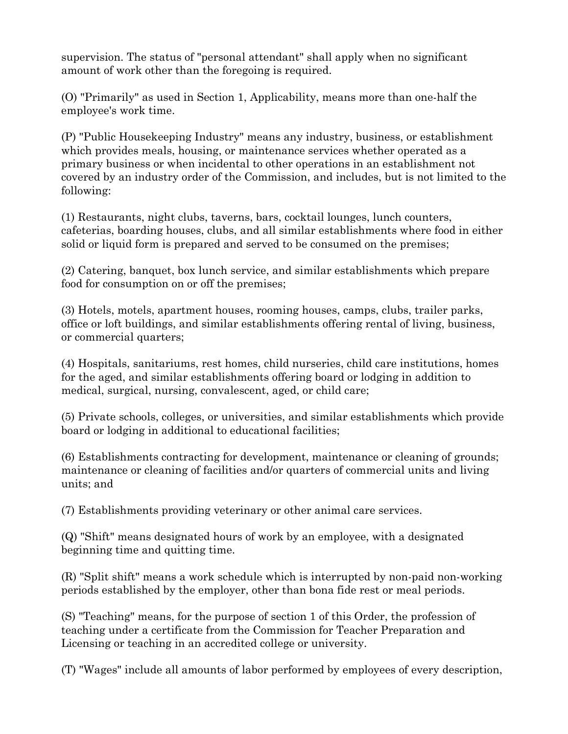supervision. The status of "personal attendant" shall apply when no significant amount of work other than the foregoing is required.

(O) "Primarily" as used in Section 1, Applicability, means more than one-half the employee's work time.

(P) "Public Housekeeping Industry" means any industry, business, or establishment which provides meals, housing, or maintenance services whether operated as a primary business or when incidental to other operations in an establishment not covered by an industry order of the Commission, and includes, but is not limited to the following:

(1) Restaurants, night clubs, taverns, bars, cocktail lounges, lunch counters, cafeterias, boarding houses, clubs, and all similar establishments where food in either solid or liquid form is prepared and served to be consumed on the premises;

(2) Catering, banquet, box lunch service, and similar establishments which prepare food for consumption on or off the premises;

(3) Hotels, motels, apartment houses, rooming houses, camps, clubs, trailer parks, office or loft buildings, and similar establishments offering rental of living, business, or commercial quarters;

(4) Hospitals, sanitariums, rest homes, child nurseries, child care institutions, homes for the aged, and similar establishments offering board or lodging in addition to medical, surgical, nursing, convalescent, aged, or child care;

(5) Private schools, colleges, or universities, and similar establishments which provide board or lodging in additional to educational facilities;

(6) Establishments contracting for development, maintenance or cleaning of grounds; maintenance or cleaning of facilities and/or quarters of commercial units and living units; and

(7) Establishments providing veterinary or other animal care services.

(Q) "Shift" means designated hours of work by an employee, with a designated beginning time and quitting time.

(R) "Split shift" means a work schedule which is interrupted by non-paid non-working periods established by the employer, other than bona fide rest or meal periods.

(S) "Teaching" means, for the purpose of section 1 of this Order, the profession of teaching under a certificate from the Commission for Teacher Preparation and Licensing or teaching in an accredited college or university.

(T) "Wages" include all amounts of labor performed by employees of every description,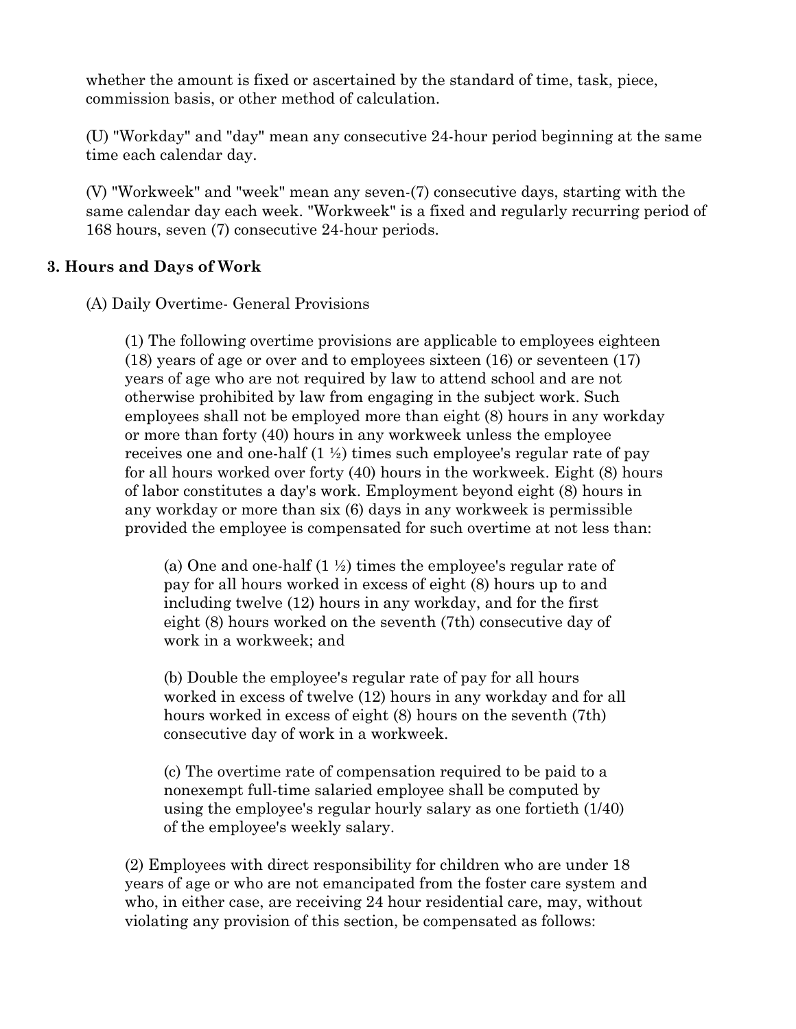whether the amount is fixed or ascertained by the standard of time, task, piece, commission basis, or other method of calculation.

(U) "Workday" and "day" mean any consecutive 24-hour period beginning at the same time each calendar day.

(V) "Workweek" and "week" mean any seven-(7) consecutive days, starting with the same calendar day each week. "Workweek" is a fixed and regularly recurring period of 168 hours, seven (7) consecutive 24-hour periods.

## 3. Hours and Days of Work

(A) Daily Overtime- General Provisions

(1) The following overtime provisions are applicable to employees eighteen (18) years of age or over and to employees sixteen (16) or seventeen (17) years of age who are not required by law to attend school and are not otherwise prohibited by law from engaging in the subject work. Such employees shall not be employed more than eight (8) hours in any workday or more than forty (40) hours in any workweek unless the employee receives one and one-half (1 ½) times such employee's regular rate of pay for all hours worked over forty (40) hours in the workweek. Eight (8) hours of labor constitutes a day's work. Employment beyond eight (8) hours in any workday or more than six (6) days in any workweek is permissible provided the employee is compensated for such overtime at not less than:

(a) One and one-half (1 ½) times the employee's regular rate of pay for all hours worked in excess of eight (8) hours up to and including twelve (12) hours in any workday, and for the first eight (8) hours worked on the seventh (7th) consecutive day of work in a workweek; and

(b) Double the employee's regular rate of pay for all hours worked in excess of twelve (12) hours in any workday and for all hours worked in excess of eight (8) hours on the seventh (7th) consecutive day of work in a workweek.

(c) The overtime rate of compensation required to be paid to a nonexempt full-time salaried employee shall be computed by using the employee's regular hourly salary as one fortieth (1/40) of the employee's weekly salary.

(2) Employees with direct responsibility for children who are under 18 years of age or who are not emancipated from the foster care system and who, in either case, are receiving 24 hour residential care, may, without violating any provision of this section, be compensated as follows: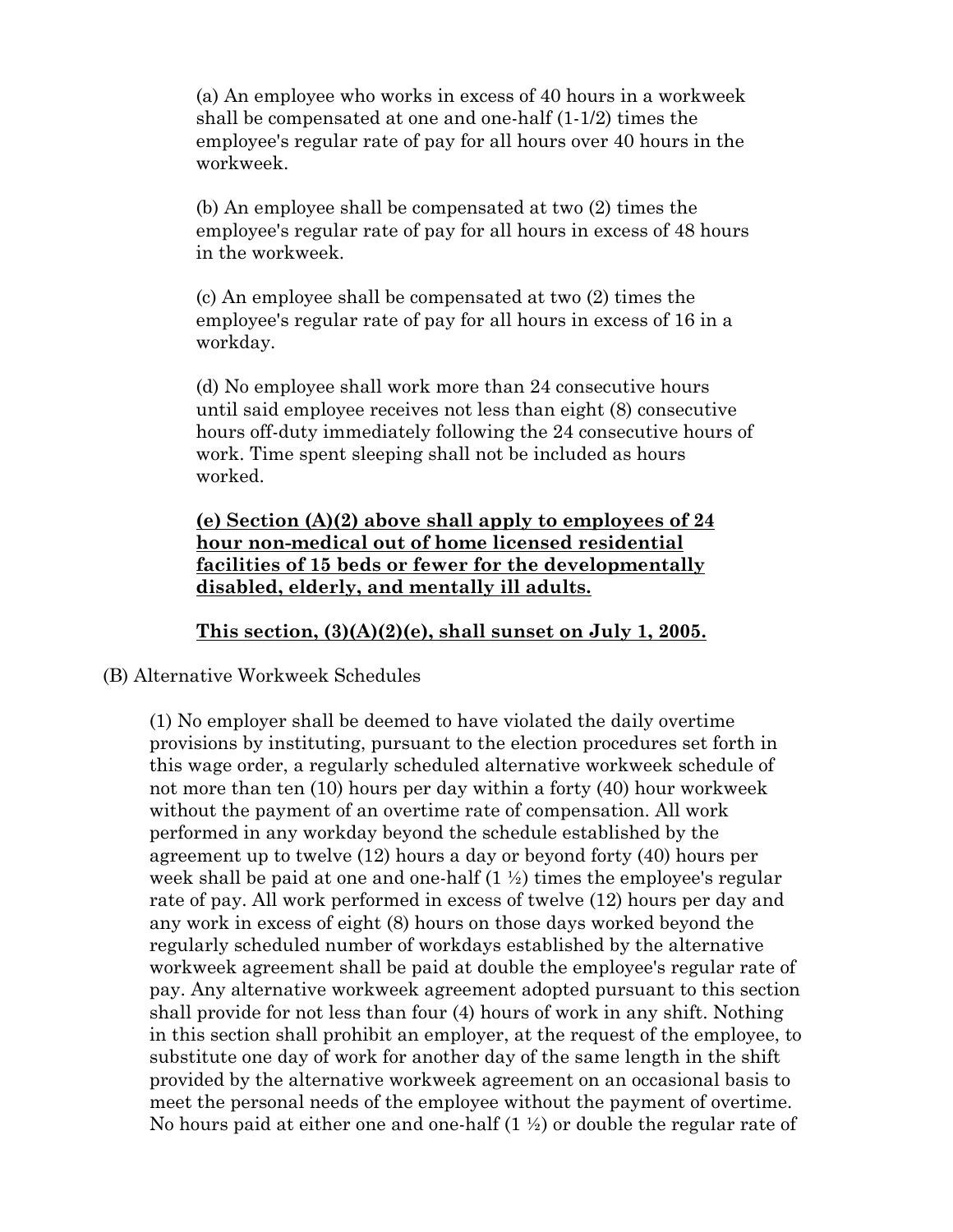(a) An employee who works in excess of 40 hours in a workweek shall be compensated at one and one-half (1-1/2) times the employee's regular rate of pay for all hours over 40 hours in the workweek.

(b) An employee shall be compensated at two (2) times the employee's regular rate of pay for all hours in excess of 48 hours in the workweek.

(c) An employee shall be compensated at two (2) times the employee's regular rate of pay for all hours in excess of 16 in a workday.

(d) No employee shall work more than 24 consecutive hours until said employee receives not less than eight (8) consecutive hours off-duty immediately following the 24 consecutive hours of work. Time spent sleeping shall not be included as hours worked.

<u>**(e) Section (A)(2) above shall apply to employees of 24 hour non-medical out of home licensed residential facilities of 15 beds or fewer for the developmentally disabled, elderly, and mentally ill adults.**</u>

<u>**This section, (3)(A)(2)(e), shall sunset on July 1, 2005.**</u>

(B) Alternative Workweek Schedules

(1) No employer shall be deemed to have violated the daily overtime provisions by instituting, pursuant to the election procedures set forth in this wage order, a regularly scheduled alternative workweek schedule of not more than ten (10) hours per day within a forty (40) hour workweek without the payment of an overtime rate of compensation. All work performed in any workday beyond the schedule established by the agreement up to twelve (12) hours a day or beyond forty (40) hours per week shall be paid at one and one-half (1 ½) times the employee's regular rate of pay. All work performed in excess of twelve (12) hours per day and any work in excess of eight (8) hours on those days worked beyond the regularly scheduled number of workdays established by the alternative workweek agreement shall be paid at double the employee's regular rate of pay. Any alternative workweek agreement adopted pursuant to this section shall provide for not less than four (4) hours of work in any shift. Nothing in this section shall prohibit an employer, at the request of the employee, to substitute one day of work for another day of the same length in the shift provided by the alternative workweek agreement on an occasional basis to meet the personal needs of the employee without the payment of overtime. No hours paid at either one and one-half (1 ½) or double the regular rate of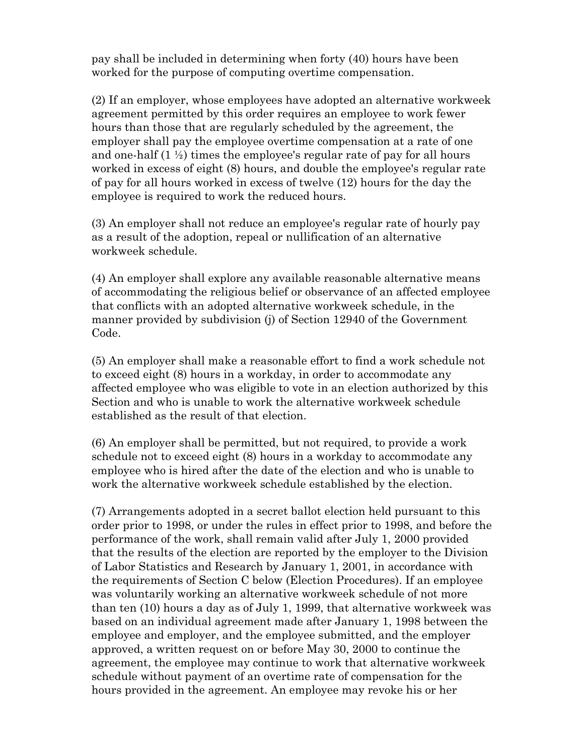pay shall be included in determining when forty (40) hours have been worked for the purpose of computing overtime compensation.

(2) If an employer, whose employees have adopted an alternative workweek agreement permitted by this order requires an employee to work fewer hours than those that are regularly scheduled by the agreement, the employer shall pay the employee overtime compensation at a rate of one and one-half (1 ½) times the employee's regular rate of pay for all hours worked in excess of eight (8) hours, and double the employee's regular rate of pay for all hours worked in excess of twelve (12) hours for the day the employee is required to work the reduced hours.

(3) An employer shall not reduce an employee's regular rate of hourly pay as a result of the adoption, repeal or nullification of an alternative workweek schedule.

(4) An employer shall explore any available reasonable alternative means of accommodating the religious belief or observance of an affected employee that conflicts with an adopted alternative workweek schedule, in the manner provided by subdivision (j) of Section 12940 of the Government Code.

(5) An employer shall make a reasonable effort to find a work schedule not to exceed eight (8) hours in a workday, in order to accommodate any affected employee who was eligible to vote in an election authorized by this Section and who is unable to work the alternative workweek schedule established as the result of that election.

(6) An employer shall be permitted, but not required, to provide a work schedule not to exceed eight (8) hours in a workday to accommodate any employee who is hired after the date of the election and who is unable to work the alternative workweek schedule established by the election.

(7) Arrangements adopted in a secret ballot election held pursuant to this order prior to 1998, or under the rules in effect prior to 1998, and before the performance of the work, shall remain valid after July 1, 2000 provided that the results of the election are reported by the employer to the Division of Labor Statistics and Research by January 1, 2001, in accordance with the requirements of Section C below (Election Procedures). If an employee was voluntarily working an alternative workweek schedule of not more than ten (10) hours a day as of July 1, 1999, that alternative workweek was based on an individual agreement made after January 1, 1998 between the employee and employer, and the employee submitted, and the employer approved, a written request on or before May 30, 2000 to continue the agreement, the employee may continue to work that alternative workweek schedule without payment of an overtime rate of compensation for the hours provided in the agreement. An employee may revoke his or her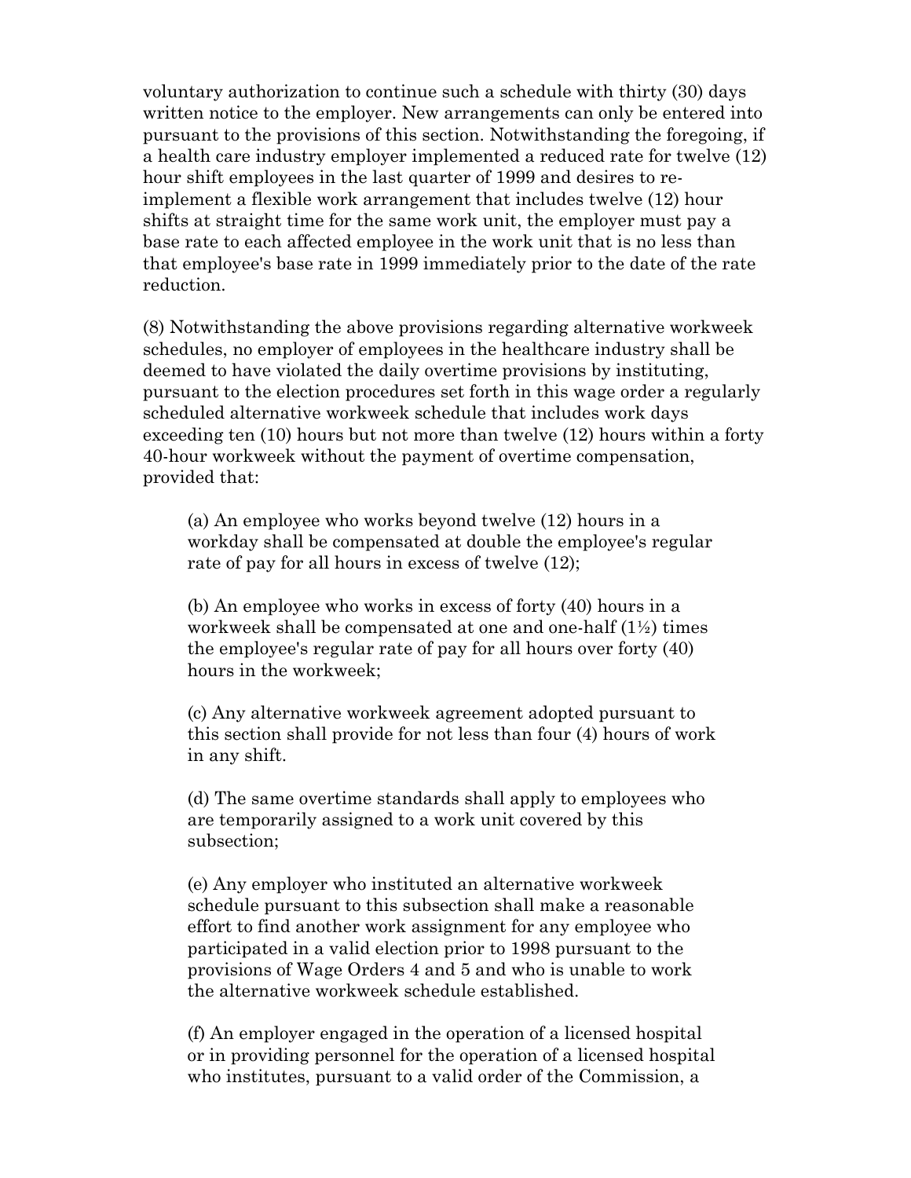voluntary authorization to continue such a schedule with thirty (30) days written notice to the employer. New arrangements can only be entered into pursuant to the provisions of this section. Notwithstanding the foregoing, if a health care industry employer implemented a reduced rate for twelve (12) hour shift employees in the last quarter of 1999 and desires to re-implement a flexible work arrangement that includes twelve (12) hour shifts at straight time for the same work unit, the employer must pay a base rate to each affected employee in the work unit that is no less than that employee's base rate in 1999 immediately prior to the date of the rate reduction.

(8) Notwithstanding the above provisions regarding alternative workweek schedules, no employer of employees in the healthcare industry shall be deemed to have violated the daily overtime provisions by instituting, pursuant to the election procedures set forth in this wage order a regularly scheduled alternative workweek schedule that includes work days exceeding ten (10) hours but not more than twelve (12) hours within a forty 40-hour workweek without the payment of overtime compensation, provided that:

> (a) An employee who works beyond twelve (12) hours in a workday shall be compensated at double the employee's regular rate of pay for all hours in excess of twelve (12);
>
> (b) An employee who works in excess of forty (40) hours in a workweek shall be compensated at one and one-half (1½) times the employee's regular rate of pay for all hours over forty (40) hours in the workweek;
>
> (c) Any alternative workweek agreement adopted pursuant to this section shall provide for not less than four (4) hours of work in any shift.
>
> (d) The same overtime standards shall apply to employees who are temporarily assigned to a work unit covered by this subsection;
>
> (e) Any employer who instituted an alternative workweek schedule pursuant to this subsection shall make a reasonable effort to find another work assignment for any employee who participated in a valid election prior to 1998 pursuant to the provisions of Wage Orders 4 and 5 and who is unable to work the alternative workweek schedule established.
>
> (f) An employer engaged in the operation of a licensed hospital or in providing personnel for the operation of a licensed hospital who institutes, pursuant to a valid order of the Commission, a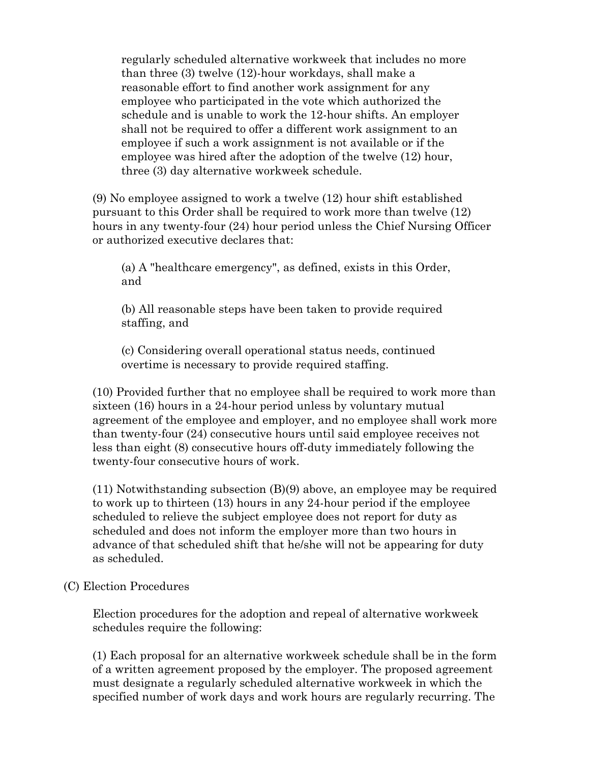regularly scheduled alternative workweek that includes no more than three (3) twelve (12)-hour workdays, shall make a reasonable effort to find another work assignment for any employee who participated in the vote which authorized the schedule and is unable to work the 12-hour shifts. An employer shall not be required to offer a different work assignment to an employee if such a work assignment is not available or if the employee was hired after the adoption of the twelve (12) hour, three (3) day alternative workweek schedule.

(9) No employee assigned to work a twelve (12) hour shift established pursuant to this Order shall be required to work more than twelve (12) hours in any twenty-four (24) hour period unless the Chief Nursing Officer or authorized executive declares that:

(a) A "healthcare emergency", as defined, exists in this Order, and

(b) All reasonable steps have been taken to provide required staffing, and

(c) Considering overall operational status needs, continued overtime is necessary to provide required staffing.

(10) Provided further that no employee shall be required to work more than sixteen (16) hours in a 24-hour period unless by voluntary mutual agreement of the employee and employer, and no employee shall work more than twenty-four (24) consecutive hours until said employee receives not less than eight (8) consecutive hours off-duty immediately following the twenty-four consecutive hours of work.

(11) Notwithstanding subsection (B)(9) above, an employee may be required to work up to thirteen (13) hours in any 24-hour period if the employee scheduled to relieve the subject employee does not report for duty as scheduled and does not inform the employer more than two hours in advance of that scheduled shift that he/she will not be appearing for duty as scheduled.

(C) Election Procedures

Election procedures for the adoption and repeal of alternative workweek schedules require the following:

(1) Each proposal for an alternative workweek schedule shall be in the form of a written agreement proposed by the employer. The proposed agreement must designate a regularly scheduled alternative workweek in which the specified number of work days and work hours are regularly recurring. The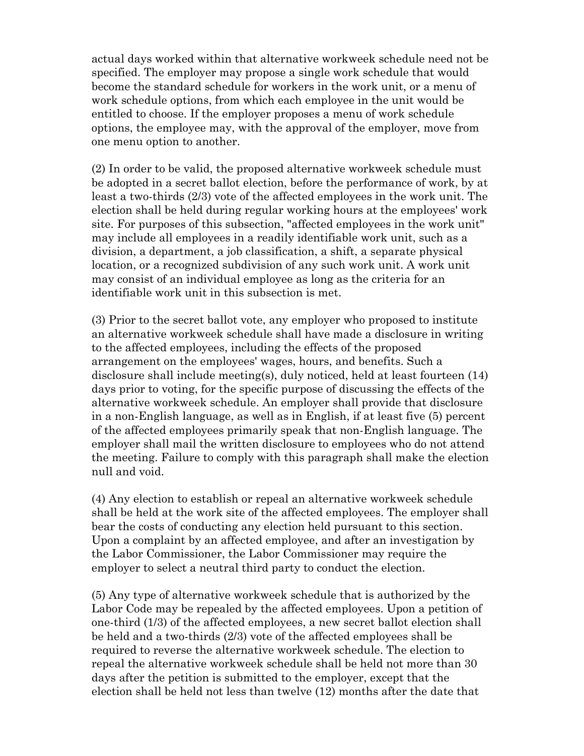actual days worked within that alternative workweek schedule need not be specified. The employer may propose a single work schedule that would become the standard schedule for workers in the work unit, or a menu of work schedule options, from which each employee in the unit would be entitled to choose. If the employer proposes a menu of work schedule options, the employee may, with the approval of the employer, move from one menu option to another.

(2) In order to be valid, the proposed alternative workweek schedule must be adopted in a secret ballot election, before the performance of work, by at least a two-thirds (2/3) vote of the affected employees in the work unit. The election shall be held during regular working hours at the employees' work site. For purposes of this subsection, "affected employees in the work unit" may include all employees in a readily identifiable work unit, such as a division, a department, a job classification, a shift, a separate physical location, or a recognized subdivision of any such work unit. A work unit may consist of an individual employee as long as the criteria for an identifiable work unit in this subsection is met.

(3) Prior to the secret ballot vote, any employer who proposed to institute an alternative workweek schedule shall have made a disclosure in writing to the affected employees, including the effects of the proposed arrangement on the employees' wages, hours, and benefits. Such a disclosure shall include meeting(s), duly noticed, held at least fourteen (14) days prior to voting, for the specific purpose of discussing the effects of the alternative workweek schedule. An employer shall provide that disclosure in a non-English language, as well as in English, if at least five (5) percent of the affected employees primarily speak that non-English language. The employer shall mail the written disclosure to employees who do not attend the meeting. Failure to comply with this paragraph shall make the election null and void.

(4) Any election to establish or repeal an alternative workweek schedule shall be held at the work site of the affected employees. The employer shall bear the costs of conducting any election held pursuant to this section. Upon a complaint by an affected employee, and after an investigation by the Labor Commissioner, the Labor Commissioner may require the employer to select a neutral third party to conduct the election.

(5) Any type of alternative workweek schedule that is authorized by the Labor Code may be repealed by the affected employees. Upon a petition of one-third (1/3) of the affected employees, a new secret ballot election shall be held and a two-thirds (2/3) vote of the affected employees shall be required to reverse the alternative workweek schedule. The election to repeal the alternative workweek schedule shall be held not more than 30 days after the petition is submitted to the employer, except that the election shall be held not less than twelve (12) months after the date that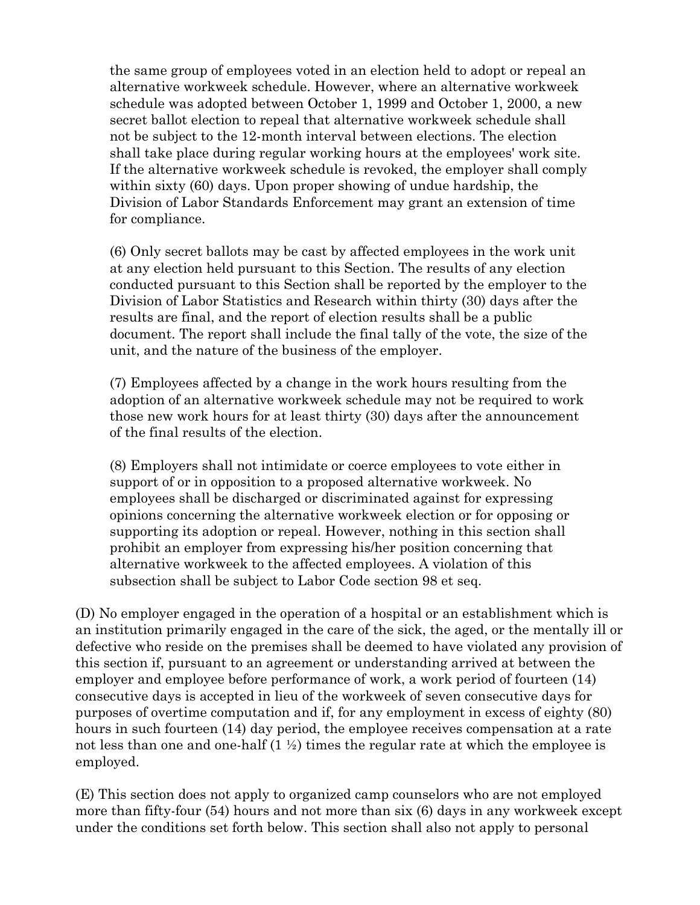the same group of employees voted in an election held to adopt or repeal an alternative workweek schedule. However, where an alternative workweek schedule was adopted between October 1, 1999 and October 1, 2000, a new secret ballot election to repeal that alternative workweek schedule shall not be subject to the 12-month interval between elections. The election shall take place during regular working hours at the employees' work site. If the alternative workweek schedule is revoked, the employer shall comply within sixty (60) days. Upon proper showing of undue hardship, the Division of Labor Standards Enforcement may grant an extension of time for compliance.

(6) Only secret ballots may be cast by affected employees in the work unit at any election held pursuant to this Section. The results of any election conducted pursuant to this Section shall be reported by the employer to the Division of Labor Statistics and Research within thirty (30) days after the results are final, and the report of election results shall be a public document. The report shall include the final tally of the vote, the size of the unit, and the nature of the business of the employer.

(7) Employees affected by a change in the work hours resulting from the adoption of an alternative workweek schedule may not be required to work those new work hours for at least thirty (30) days after the announcement of the final results of the election.

(8) Employers shall not intimidate or coerce employees to vote either in support of or in opposition to a proposed alternative workweek. No employees shall be discharged or discriminated against for expressing opinions concerning the alternative workweek election or for opposing or supporting its adoption or repeal. However, nothing in this section shall prohibit an employer from expressing his/her position concerning that alternative workweek to the affected employees. A violation of this subsection shall be subject to Labor Code section 98 et seq.

(D) No employer engaged in the operation of a hospital or an establishment which is an institution primarily engaged in the care of the sick, the aged, or the mentally ill or defective who reside on the premises shall be deemed to have violated any provision of this section if, pursuant to an agreement or understanding arrived at between the employer and employee before performance of work, a work period of fourteen (14) consecutive days is accepted in lieu of the workweek of seven consecutive days for purposes of overtime computation and if, for any employment in excess of eighty (80) hours in such fourteen (14) day period, the employee receives compensation at a rate not less than one and one-half (1 ½) times the regular rate at which the employee is employed.

(E) This section does not apply to organized camp counselors who are not employed more than fifty-four (54) hours and not more than six (6) days in any workweek except under the conditions set forth below. This section shall also not apply to personal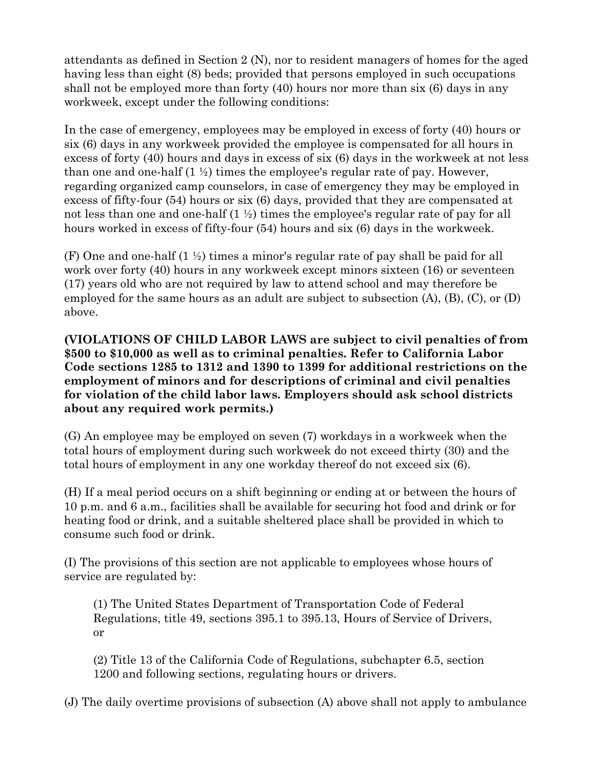attendants as defined in Section 2 (N), nor to resident managers of homes for the aged having less than eight (8) beds; provided that persons employed in such occupations shall not be employed more than forty (40) hours nor more than six (6) days in any workweek, except under the following conditions:

In the case of emergency, employees may be employed in excess of forty (40) hours or six (6) days in any workweek provided the employee is compensated for all hours in excess of forty (40) hours and days in excess of six (6) days in the workweek at not less than one and one-half (1 ½) times the employee's regular rate of pay. However, regarding organized camp counselors, in case of emergency they may be employed in excess of fifty-four (54) hours or six (6) days, provided that they are compensated at not less than one and one-half (1 ½) times the employee's regular rate of pay for all hours worked in excess of fifty-four (54) hours and six (6) days in the workweek.

(F) One and one-half (1 ½) times a minor's regular rate of pay shall be paid for all work over forty (40) hours in any workweek except minors sixteen (16) or seventeen (17) years old who are not required by law to attend school and may therefore be employed for the same hours as an adult are subject to subsection (A), (B), (C), or (D) above.

**(VIOLATIONS OF CHILD LABOR LAWS are subject to civil penalties of from $500 to $10,000 as well as to criminal penalties. Refer to California Labor Code sections 1285 to 1312 and 1390 to 1399 for additional restrictions on the employment of minors and for descriptions of criminal and civil penalties for violation of the child labor laws. Employers should ask school districts about any required work permits.)**

(G) An employee may be employed on seven (7) workdays in a workweek when the total hours of employment during such workweek do not exceed thirty (30) and the total hours of employment in any one workday thereof do not exceed six (6).

(H) If a meal period occurs on a shift beginning or ending at or between the hours of 10 p.m. and 6 a.m., facilities shall be available for securing hot food and drink or for heating food or drink, and a suitable sheltered place shall be provided in which to consume such food or drink.

(I) The provisions of this section are not applicable to employees whose hours of service are regulated by:

(1) The United States Department of Transportation Code of Federal Regulations, title 49, sections 395.1 to 395.13, Hours of Service of Drivers, or

(2) Title 13 of the California Code of Regulations, subchapter 6.5, section 1200 and following sections, regulating hours or drivers.

(J) The daily overtime provisions of subsection (A) above shall not apply to ambulance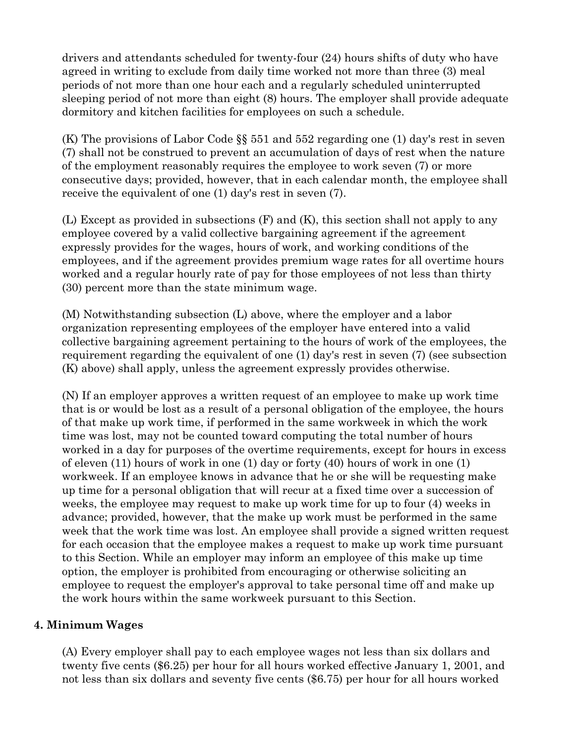drivers and attendants scheduled for twenty-four (24) hours shifts of duty who have agreed in writing to exclude from daily time worked not more than three (3) meal periods of not more than one hour each and a regularly scheduled uninterrupted sleeping period of not more than eight (8) hours. The employer shall provide adequate dormitory and kitchen facilities for employees on such a schedule.

(K) The provisions of Labor Code §§ 551 and 552 regarding one (1) day's rest in seven (7) shall not be construed to prevent an accumulation of days of rest when the nature of the employment reasonably requires the employee to work seven (7) or more consecutive days; provided, however, that in each calendar month, the employee shall receive the equivalent of one (1) day's rest in seven (7).

(L) Except as provided in subsections (F) and (K), this section shall not apply to any employee covered by a valid collective bargaining agreement if the agreement expressly provides for the wages, hours of work, and working conditions of the employees, and if the agreement provides premium wage rates for all overtime hours worked and a regular hourly rate of pay for those employees of not less than thirty (30) percent more than the state minimum wage.

(M) Notwithstanding subsection (L) above, where the employer and a labor organization representing employees of the employer have entered into a valid collective bargaining agreement pertaining to the hours of work of the employees, the requirement regarding the equivalent of one (1) day's rest in seven (7) (see subsection (K) above) shall apply, unless the agreement expressly provides otherwise.

(N) If an employer approves a written request of an employee to make up work time that is or would be lost as a result of a personal obligation of the employee, the hours of that make up work time, if performed in the same workweek in which the work time was lost, may not be counted toward computing the total number of hours worked in a day for purposes of the overtime requirements, except for hours in excess of eleven (11) hours of work in one (1) day or forty (40) hours of work in one (1) workweek. If an employee knows in advance that he or she will be requesting make up time for a personal obligation that will recur at a fixed time over a succession of weeks, the employee may request to make up work time for up to four (4) weeks in advance; provided, however, that the make up work must be performed in the same week that the work time was lost. An employee shall provide a signed written request for each occasion that the employee makes a request to make up work time pursuant to this Section. While an employer may inform an employee of this make up time option, the employer is prohibited from encouraging or otherwise soliciting an employee to request the employer's approval to take personal time off and make up the work hours within the same workweek pursuant to this Section.

### 4. Minimum Wages

(A) Every employer shall pay to each employee wages not less than six dollars and twenty five cents ($6.25) per hour for all hours worked effective January 1, 2001, and not less than six dollars and seventy five cents ($6.75) per hour for all hours worked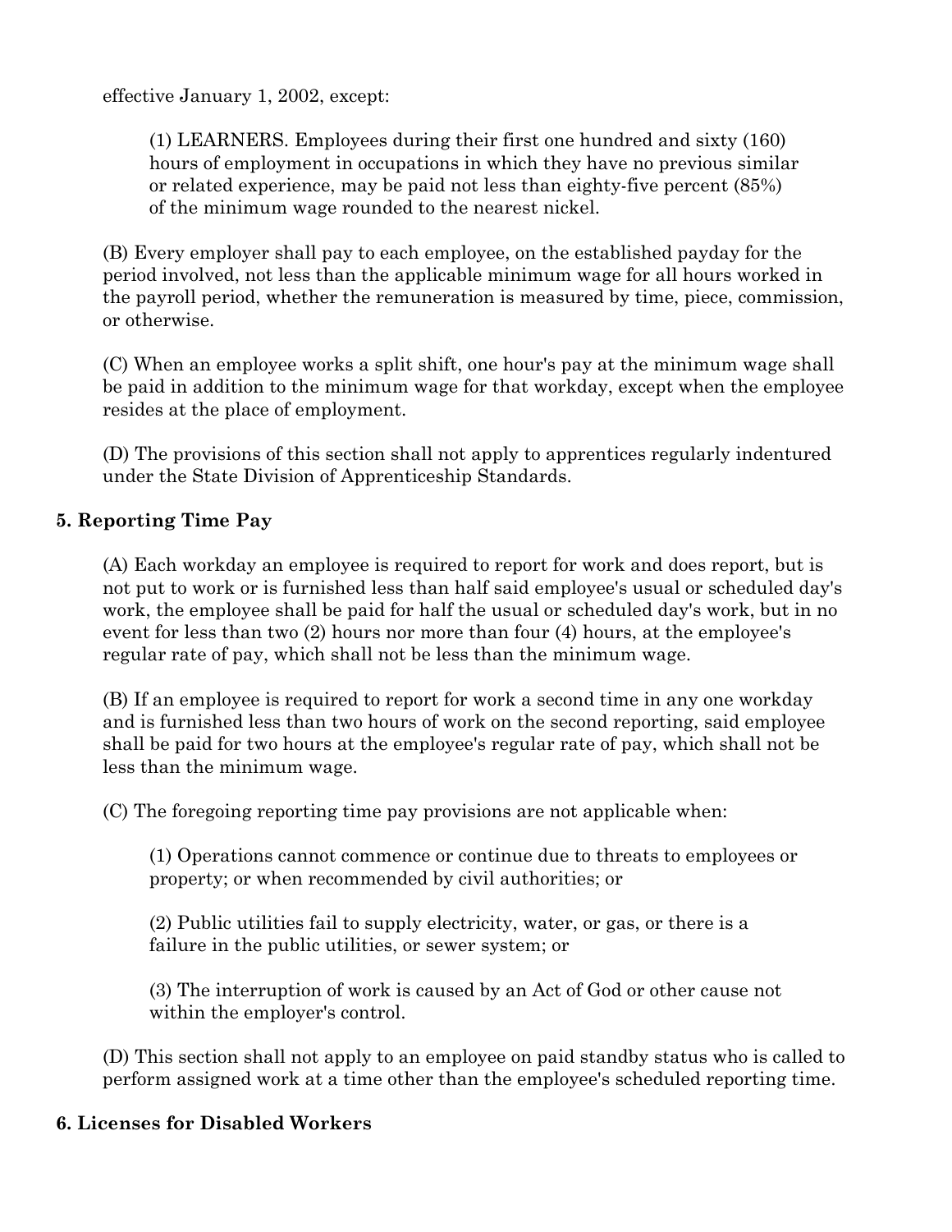effective January 1, 2002, except:

(1) LEARNERS. Employees during their first one hundred and sixty (160) hours of employment in occupations in which they have no previous similar or related experience, may be paid not less than eighty-five percent (85%) of the minimum wage rounded to the nearest nickel.

(B) Every employer shall pay to each employee, on the established payday for the period involved, not less than the applicable minimum wage for all hours worked in the payroll period, whether the remuneration is measured by time, piece, commission, or otherwise.

(C) When an employee works a split shift, one hour's pay at the minimum wage shall be paid in addition to the minimum wage for that workday, except when the employee resides at the place of employment.

(D) The provisions of this section shall not apply to apprentices regularly indentured under the State Division of Apprenticeship Standards.

**5. Reporting Time Pay**

(A) Each workday an employee is required to report for work and does report, but is not put to work or is furnished less than half said employee's usual or scheduled day's work, the employee shall be paid for half the usual or scheduled day's work, but in no event for less than two (2) hours nor more than four (4) hours, at the employee's regular rate of pay, which shall not be less than the minimum wage.

(B) If an employee is required to report for work a second time in any one workday and is furnished less than two hours of work on the second reporting, said employee shall be paid for two hours at the employee's regular rate of pay, which shall not be less than the minimum wage.

(C) The foregoing reporting time pay provisions are not applicable when:

(1) Operations cannot commence or continue due to threats to employees or property; or when recommended by civil authorities; or

(2) Public utilities fail to supply electricity, water, or gas, or there is a failure in the public utilities, or sewer system; or

(3) The interruption of work is caused by an Act of God or other cause not within the employer's control.

(D) This section shall not apply to an employee on paid standby status who is called to perform assigned work at a time other than the employee's scheduled reporting time.

**6. Licenses for Disabled Workers**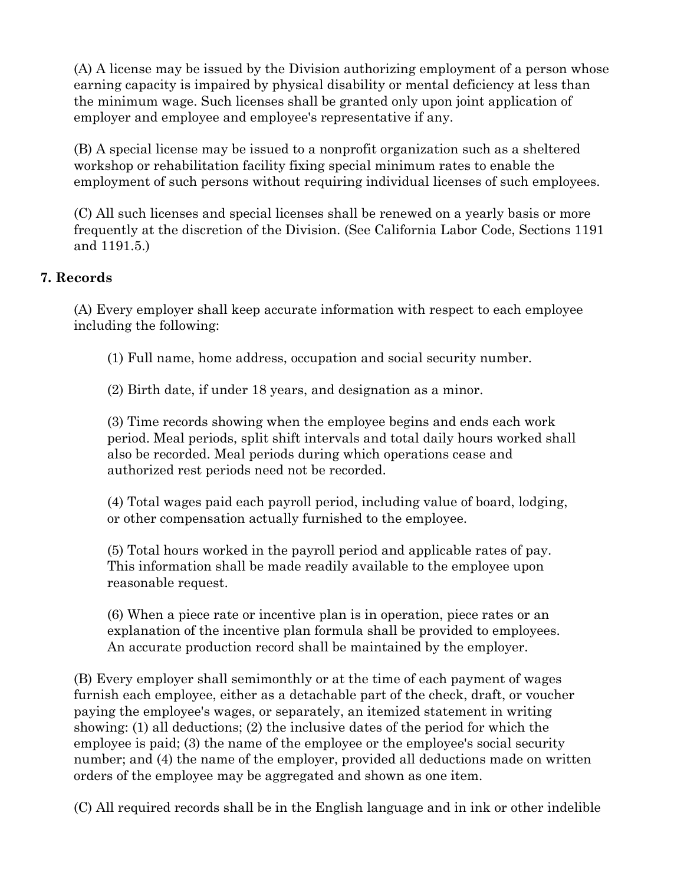(A) A license may be issued by the Division authorizing employment of a person whose earning capacity is impaired by physical disability or mental deficiency at less than the minimum wage. Such licenses shall be granted only upon joint application of employer and employee and employee's representative if any.

(B) A special license may be issued to a nonprofit organization such as a sheltered workshop or rehabilitation facility fixing special minimum rates to enable the employment of such persons without requiring individual licenses of such employees.

(C) All such licenses and special licenses shall be renewed on a yearly basis or more frequently at the discretion of the Division. (See California Labor Code, Sections 1191 and 1191.5.)

### 7. Records

(A) Every employer shall keep accurate information with respect to each employee including the following:

(1) Full name, home address, occupation and social security number.

(2) Birth date, if under 18 years, and designation as a minor.

(3) Time records showing when the employee begins and ends each work period. Meal periods, split shift intervals and total daily hours worked shall also be recorded. Meal periods during which operations cease and authorized rest periods need not be recorded.

(4) Total wages paid each payroll period, including value of board, lodging, or other compensation actually furnished to the employee.

(5) Total hours worked in the payroll period and applicable rates of pay. This information shall be made readily available to the employee upon reasonable request.

(6) When a piece rate or incentive plan is in operation, piece rates or an explanation of the incentive plan formula shall be provided to employees. An accurate production record shall be maintained by the employer.

(B) Every employer shall semimonthly or at the time of each payment of wages furnish each employee, either as a detachable part of the check, draft, or voucher paying the employee's wages, or separately, an itemized statement in writing showing: (1) all deductions; (2) the inclusive dates of the period for which the employee is paid; (3) the name of the employee or the employee's social security number; and (4) the name of the employer, provided all deductions made on written orders of the employee may be aggregated and shown as one item.

(C) All required records shall be in the English language and in ink or other indelible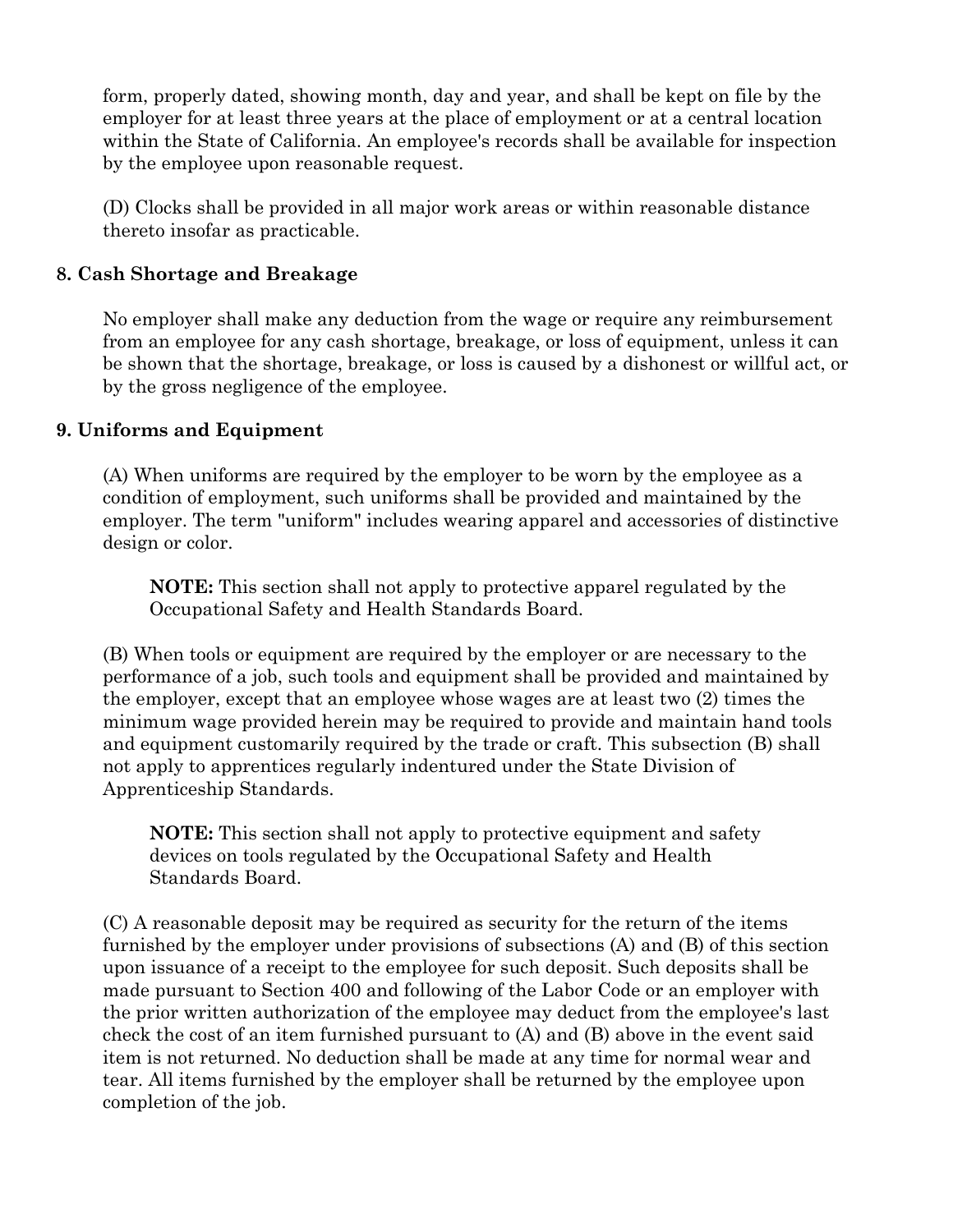form, properly dated, showing month, day and year, and shall be kept on file by the employer for at least three years at the place of employment or at a central location within the State of California. An employee's records shall be available for inspection by the employee upon reasonable request.

(D) Clocks shall be provided in all major work areas or within reasonable distance thereto insofar as practicable.

### 8. Cash Shortage and Breakage

No employer shall make any deduction from the wage or require any reimbursement from an employee for any cash shortage, breakage, or loss of equipment, unless it can be shown that the shortage, breakage, or loss is caused by a dishonest or willful act, or by the gross negligence of the employee.

### 9. Uniforms and Equipment

(A) When uniforms are required by the employer to be worn by the employee as a condition of employment, such uniforms shall be provided and maintained by the employer. The term "uniform" includes wearing apparel and accessories of distinctive design or color.

> **NOTE:** This section shall not apply to protective apparel regulated by the Occupational Safety and Health Standards Board.

(B) When tools or equipment are required by the employer or are necessary to the performance of a job, such tools and equipment shall be provided and maintained by the employer, except that an employee whose wages are at least two (2) times the minimum wage provided herein may be required to provide and maintain hand tools and equipment customarily required by the trade or craft. This subsection (B) shall not apply to apprentices regularly indentured under the State Division of Apprenticeship Standards.

> **NOTE:** This section shall not apply to protective equipment and safety devices on tools regulated by the Occupational Safety and Health Standards Board.

(C) A reasonable deposit may be required as security for the return of the items furnished by the employer under provisions of subsections (A) and (B) of this section upon issuance of a receipt to the employee for such deposit. Such deposits shall be made pursuant to Section 400 and following of the Labor Code or an employer with the prior written authorization of the employee may deduct from the employee's last check the cost of an item furnished pursuant to (A) and (B) above in the event said item is not returned. No deduction shall be made at any time for normal wear and tear. All items furnished by the employer shall be returned by the employee upon completion of the job.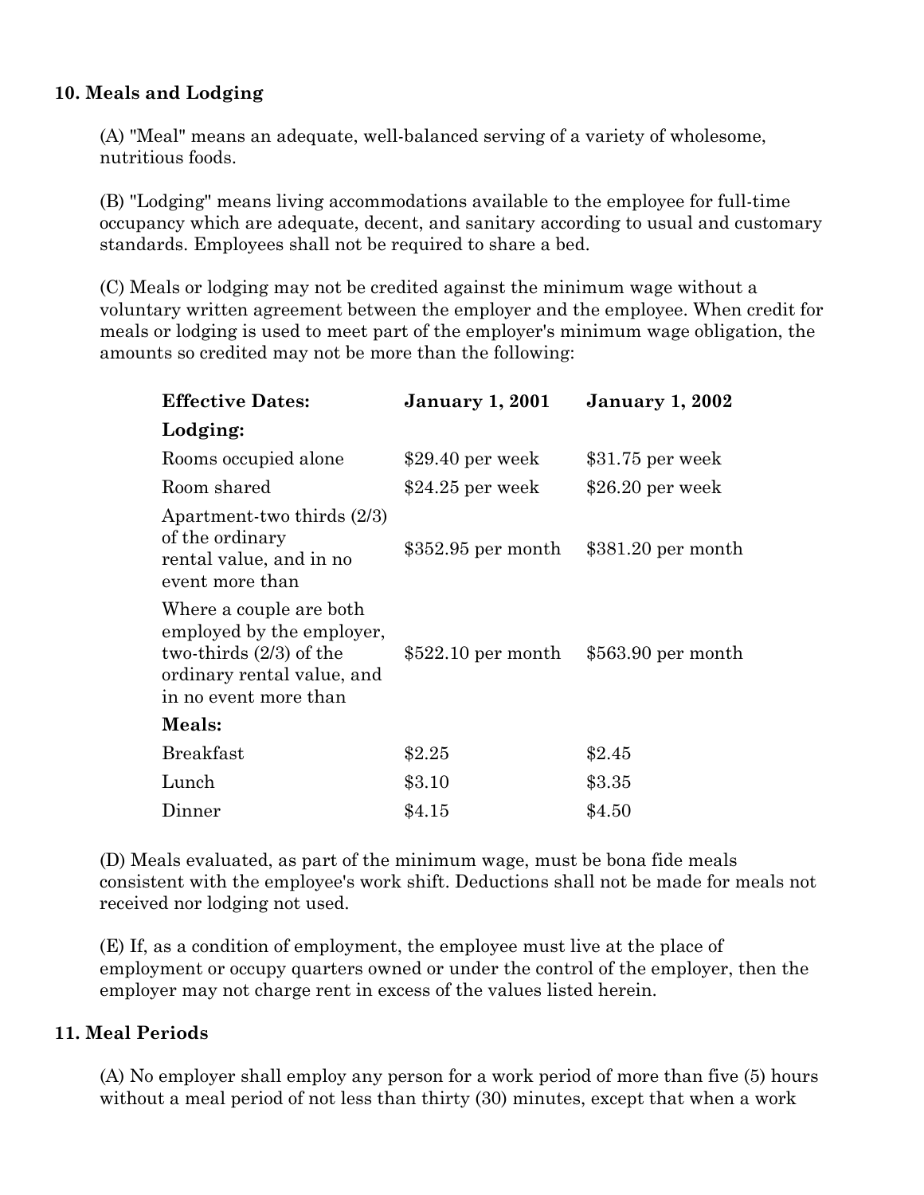### 10. Meals and Lodging

(A) "Meal" means an adequate, well-balanced serving of a variety of wholesome, nutritious foods.

(B) "Lodging" means living accommodations available to the employee for full-time occupancy which are adequate, decent, and sanitary according to usual and customary standards. Employees shall not be required to share a bed.

(C) Meals or lodging may not be credited against the minimum wage without a voluntary written agreement between the employer and the employee. When credit for meals or lodging is used to meet part of the employer's minimum wage obligation, the amounts so credited may not be more than the following:

| **Effective Dates:** | **January 1, 2001** | **January 1, 2002** |
|---|---|---|
| **Lodging:** | | |
| Rooms occupied alone | $29.40 per week | $31.75 per week |
| Room shared | $24.25 per week | $26.20 per week |
| Apartment-two thirds (2/3) of the ordinary rental value, and in no event more than | $352.95 per month | $381.20 per month |
| Where a couple are both employed by the employer, two-thirds (2/3) of the ordinary rental value, and in no event more than | $522.10 per month | $563.90 per month |
| **Meals:** | | |
| Breakfast | $2.25 | $2.45 |
| Lunch | $3.10 | $3.35 |
| Dinner | $4.15 | $4.50 |

(D) Meals evaluated, as part of the minimum wage, must be bona fide meals consistent with the employee's work shift. Deductions shall not be made for meals not received nor lodging not used.

(E) If, as a condition of employment, the employee must live at the place of employment or occupy quarters owned or under the control of the employer, then the employer may not charge rent in excess of the values listed herein.

### 11. Meal Periods

(A) No employer shall employ any person for a work period of more than five (5) hours without a meal period of not less than thirty (30) minutes, except that when a work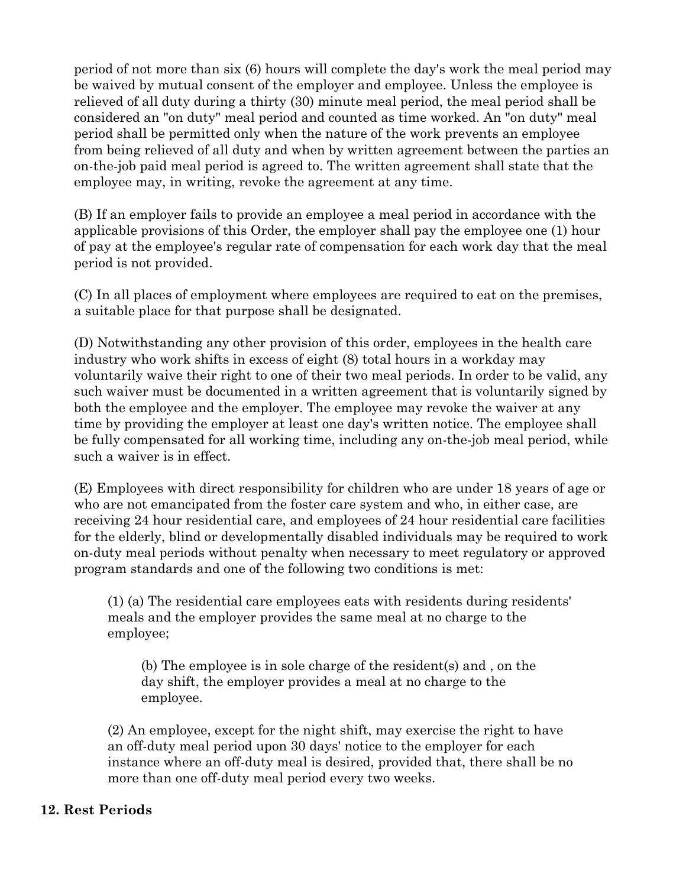period of not more than six (6) hours will complete the day's work the meal period may be waived by mutual consent of the employer and employee. Unless the employee is relieved of all duty during a thirty (30) minute meal period, the meal period shall be considered an "on duty" meal period and counted as time worked. An "on duty" meal period shall be permitted only when the nature of the work prevents an employee from being relieved of all duty and when by written agreement between the parties an on-the-job paid meal period is agreed to. The written agreement shall state that the employee may, in writing, revoke the agreement at any time.

(B) If an employer fails to provide an employee a meal period in accordance with the applicable provisions of this Order, the employer shall pay the employee one (1) hour of pay at the employee's regular rate of compensation for each work day that the meal period is not provided.

(C) In all places of employment where employees are required to eat on the premises, a suitable place for that purpose shall be designated.

(D) Notwithstanding any other provision of this order, employees in the health care industry who work shifts in excess of eight (8) total hours in a workday may voluntarily waive their right to one of their two meal periods. In order to be valid, any such waiver must be documented in a written agreement that is voluntarily signed by both the employee and the employer. The employee may revoke the waiver at any time by providing the employer at least one day's written notice. The employee shall be fully compensated for all working time, including any on-the-job meal period, while such a waiver is in effect.

(E) Employees with direct responsibility for children who are under 18 years of age or who are not emancipated from the foster care system and who, in either case, are receiving 24 hour residential care, and employees of 24 hour residential care facilities for the elderly, blind or developmentally disabled individuals may be required to work on-duty meal periods without penalty when necessary to meet regulatory or approved program standards and one of the following two conditions is met:

> (1) (a) The residential care employees eats with residents during residents' meals and the employer provides the same meal at no charge to the employee;
>
> > (b) The employee is in sole charge of the resident(s) and , on the day shift, the employer provides a meal at no charge to the employee.
>
> (2) An employee, except for the night shift, may exercise the right to have an off-duty meal period upon 30 days' notice to the employer for each instance where an off-duty meal is desired, provided that, there shall be no more than one off-duty meal period every two weeks.

**12. Rest Periods**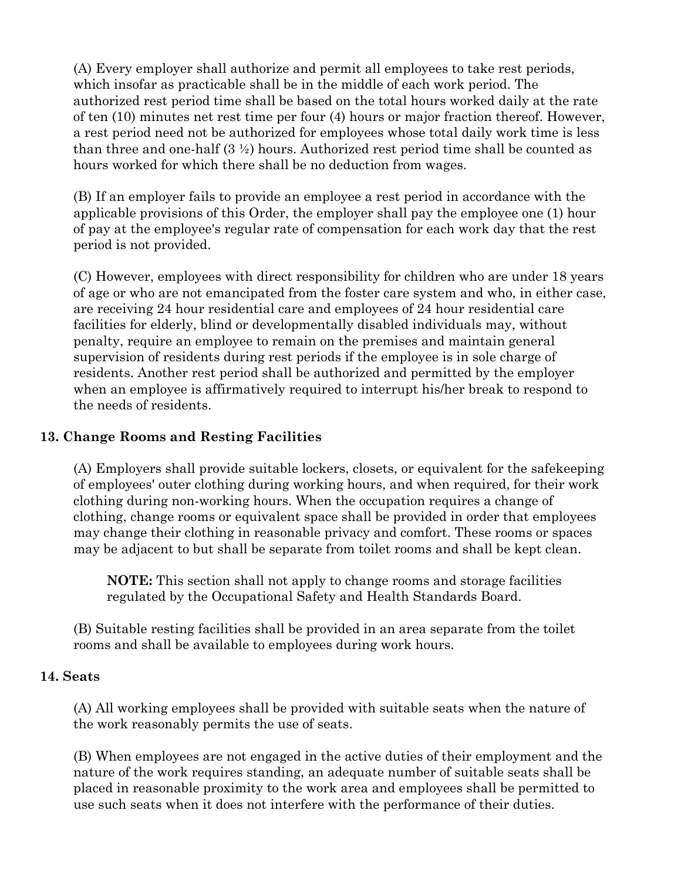(A) Every employer shall authorize and permit all employees to take rest periods, which insofar as practicable shall be in the middle of each work period. The authorized rest period time shall be based on the total hours worked daily at the rate of ten (10) minutes net rest time per four (4) hours or major fraction thereof. However, a rest period need not be authorized for employees whose total daily work time is less than three and one-half (3 ½) hours. Authorized rest period time shall be counted as hours worked for which there shall be no deduction from wages.

(B) If an employer fails to provide an employee a rest period in accordance with the applicable provisions of this Order, the employer shall pay the employee one (1) hour of pay at the employee's regular rate of compensation for each work day that the rest period is not provided.

(C) However, employees with direct responsibility for children who are under 18 years of age or who are not emancipated from the foster care system and who, in either case, are receiving 24 hour residential care and employees of 24 hour residential care facilities for elderly, blind or developmentally disabled individuals may, without penalty, require an employee to remain on the premises and maintain general supervision of residents during rest periods if the employee is in sole charge of residents. Another rest period shall be authorized and permitted by the employer when an employee is affirmatively required to interrupt his/her break to respond to the needs of residents.

### 13. Change Rooms and Resting Facilities

(A) Employers shall provide suitable lockers, closets, or equivalent for the safekeeping of employees' outer clothing during working hours, and when required, for their work clothing during non-working hours. When the occupation requires a change of clothing, change rooms or equivalent space shall be provided in order that employees may change their clothing in reasonable privacy and comfort. These rooms or spaces may be adjacent to but shall be separate from toilet rooms and shall be kept clean.

> **NOTE:** This section shall not apply to change rooms and storage facilities regulated by the Occupational Safety and Health Standards Board.

(B) Suitable resting facilities shall be provided in an area separate from the toilet rooms and shall be available to employees during work hours.

### 14. Seats

(A) All working employees shall be provided with suitable seats when the nature of the work reasonably permits the use of seats.

(B) When employees are not engaged in the active duties of their employment and the nature of the work requires standing, an adequate number of suitable seats shall be placed in reasonable proximity to the work area and employees shall be permitted to use such seats when it does not interfere with the performance of their duties.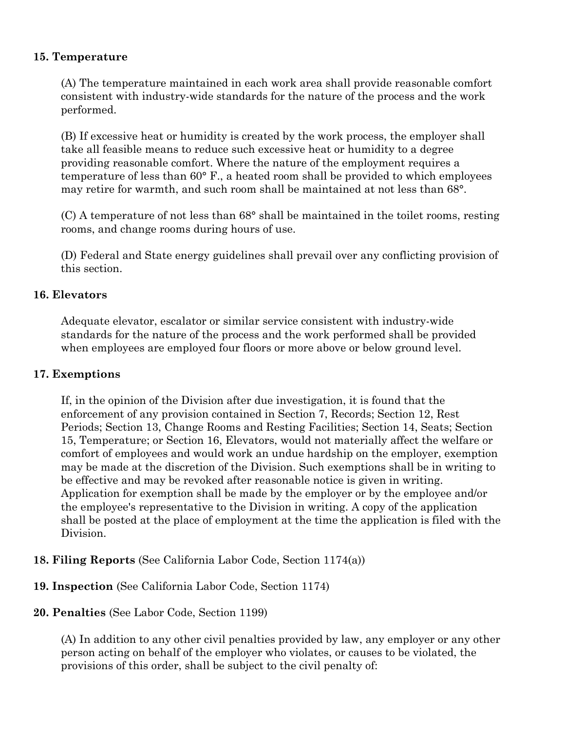**15. Temperature**

(A) The temperature maintained in each work area shall provide reasonable comfort consistent with industry-wide standards for the nature of the process and the work performed.

(B) If excessive heat or humidity is created by the work process, the employer shall take all feasible means to reduce such excessive heat or humidity to a degree providing reasonable comfort. Where the nature of the employment requires a temperature of less than 60° F., a heated room shall be provided to which employees may retire for warmth, and such room shall be maintained at not less than 68°.

(C) A temperature of not less than 68° shall be maintained in the toilet rooms, resting rooms, and change rooms during hours of use.

(D) Federal and State energy guidelines shall prevail over any conflicting provision of this section.

**16. Elevators**

Adequate elevator, escalator or similar service consistent with industry-wide standards for the nature of the process and the work performed shall be provided when employees are employed four floors or more above or below ground level.

**17. Exemptions**

If, in the opinion of the Division after due investigation, it is found that the enforcement of any provision contained in Section 7, Records; Section 12, Rest Periods; Section 13, Change Rooms and Resting Facilities; Section 14, Seats; Section 15, Temperature; or Section 16, Elevators, would not materially affect the welfare or comfort of employees and would work an undue hardship on the employer, exemption may be made at the discretion of the Division. Such exemptions shall be in writing to be effective and may be revoked after reasonable notice is given in writing. Application for exemption shall be made by the employer or by the employee and/or the employee's representative to the Division in writing. A copy of the application shall be posted at the place of employment at the time the application is filed with the Division.

**18. Filing Reports** (See California Labor Code, Section 1174(a))

**19. Inspection** (See California Labor Code, Section 1174)

**20. Penalties** (See Labor Code, Section 1199)

(A) In addition to any other civil penalties provided by law, any employer or any other person acting on behalf of the employer who violates, or causes to be violated, the provisions of this order, shall be subject to the civil penalty of: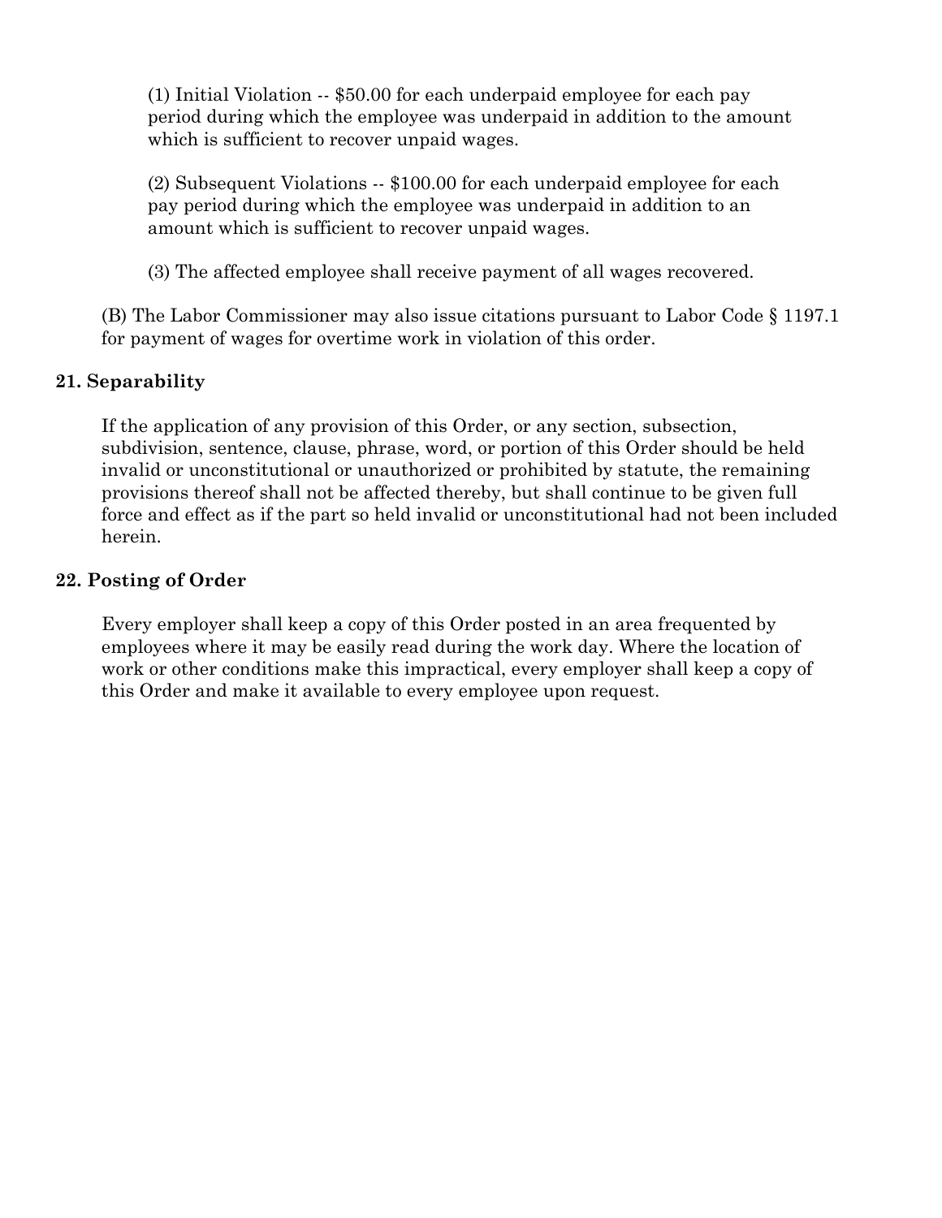(1) Initial Violation -- $50.00 for each underpaid employee for each pay period during which the employee was underpaid in addition to the amount which is sufficient to recover unpaid wages.

(2) Subsequent Violations -- $100.00 for each underpaid employee for each pay period during which the employee was underpaid in addition to an amount which is sufficient to recover unpaid wages.

(3) The affected employee shall receive payment of all wages recovered.

(B) The Labor Commissioner may also issue citations pursuant to Labor Code § 1197.1 for payment of wages for overtime work in violation of this order.

## 21. Separability

If the application of any provision of this Order, or any section, subsection, subdivision, sentence, clause, phrase, word, or portion of this Order should be held invalid or unconstitutional or unauthorized or prohibited by statute, the remaining provisions thereof shall not be affected thereby, but shall continue to be given full force and effect as if the part so held invalid or unconstitutional had not been included herein.

## 22. Posting of Order

Every employer shall keep a copy of this Order posted in an area frequented by employees where it may be easily read during the work day. Where the location of work or other conditions make this impractical, every employer shall keep a copy of this Order and make it available to every employee upon request.